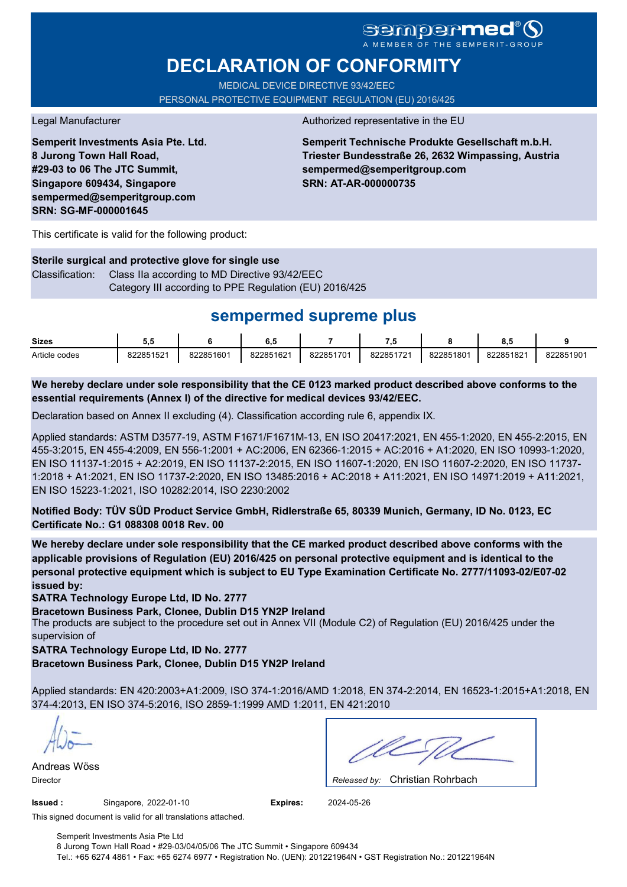sempermed®
A MEMBER OF THE SEMPERIT-GROUP

# DECLARATION OF CONFORMITY

MEDICAL DEVICE DIRECTIVE 93/42/EEC
PERSONAL PROTECTIVE EQUIPMENT REGULATION (EU) 2016/425

Legal Manufacturer

**Semperit Investments Asia Pte. Ltd.**
**8 Jurong Town Hall Road,**
**#29-03 to 06 The JTC Summit,**
**Singapore 609434, Singapore**
**sempermed@semperitgroup.com**
**SRN: SG-MF-000001645**

Authorized representative in the EU

**Semperit Technische Produkte Gesellschaft m.b.H.**
**Triester Bundesstraße 26, 2632 Wimpassing, Austria**
**sempermed@semperitgroup.com**
**SRN: AT-AR-000000735**

This certificate is valid for the following product:

**Sterile surgical and protective glove for single use**
Classification: Class IIa according to MD Directive 93/42/EEC
Category III according to PPE Regulation (EU) 2016/425

## sempermed supreme plus

| Sizes | 5,5 | 6 | 6,5 | 7 | 7,5 | 8 | 8,5 | 9 |
|---|---|---|---|---|---|---|---|---|
| Article codes | 822851521 | 822851601 | 822851621 | 822851701 | 822851721 | 822851801 | 822851821 | 822851901 |

**We hereby declare under sole responsibility that the CE 0123 marked product described above conforms to the essential requirements (Annex I) of the directive for medical devices 93/42/EEC.**

Declaration based on Annex II excluding (4). Classification according rule 6, appendix IX.

Applied standards: ASTM D3577-19, ASTM F1671/F1671M-13, EN ISO 20417:2021, EN 455-1:2020, EN 455-2:2015, EN 455-3:2015, EN 455-4:2009, EN 556-1:2001 + AC:2006, EN 62366-1:2015 + AC:2016 + A1:2020, EN ISO 10993-1:2020, EN ISO 11137-1:2015 + A2:2019, EN ISO 11137-2:2015, EN ISO 11607-1:2020, EN ISO 11607-2:2020, EN ISO 11737-1:2018 + A1:2021, EN ISO 11737-2:2020, EN ISO 13485:2016 + AC:2018 + A11:2021, EN ISO 14971:2019 + A11:2021, EN ISO 15223-1:2021, ISO 10282:2014, ISO 2230:2002

**Notified Body: TÜV SÜD Product Service GmbH, Ridlerstraße 65, 80339 Munich, Germany, ID No. 0123, EC Certificate No.: G1 088308 0018 Rev. 00**

**We hereby declare under sole responsibility that the CE marked product described above conforms with the applicable provisions of Regulation (EU) 2016/425 on personal protective equipment and is identical to the personal protective equipment which is subject to EU Type Examination Certificate No. 2777/11093-02/E07-02 issued by:**

**SATRA Technology Europe Ltd, ID No. 2777**
**Bracetown Business Park, Clonee, Dublin D15 YN2P Ireland**
The products are subject to the procedure set out in Annex VII (Module C2) of Regulation (EU) 2016/425 under the supervision of

**SATRA Technology Europe Ltd, ID No. 2777**
**Bracetown Business Park, Clonee, Dublin D15 YN2P Ireland**

Applied standards: EN 420:2003+A1:2009, ISO 374-1:2016/AMD 1:2018, EN 374-2:2014, EN 16523-1:2015+A1:2018, EN 374-4:2013, EN ISO 374-5:2016, ISO 2859-1:1999 AMD 1:2011, EN 421:2010

Andreas Wöss
Director

*Released by:* Christian Rohrbach

**Issued :** Singapore, 2022-01-10 **Expires:** 2024-05-26

This signed document is valid for all translations attached.

Semperit Investments Asia Pte Ltd
8 Jurong Town Hall Road • #29-03/04/05/06 The JTC Summit • Singapore 609434
Tel.: +65 6274 4861 • Fax: +65 6274 6977 • Registration No. (UEN): 201221964N • GST Registration No.: 201221964N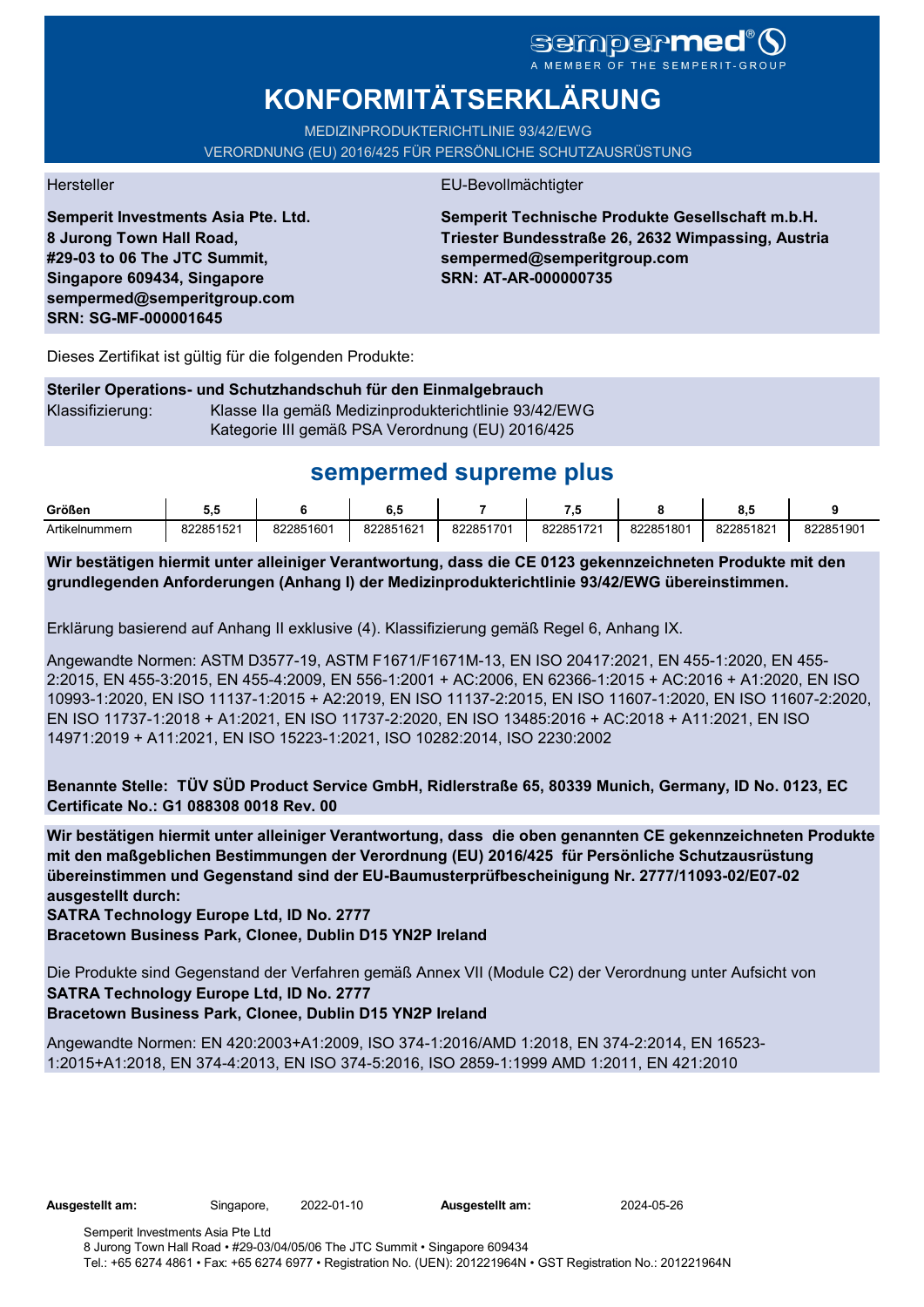sempermed®
A MEMBER OF THE SEMPERIT-GROUP

# KONFORMITÄTSERKLÄRUNG

MEDIZINPRODUKTERICHTLINIE 93/42/EWG
VERORDNUNG (EU) 2016/425 FÜR PERSÖNLICHE SCHUTZAUSRÜSTUNG

Hersteller

**Semperit Investments Asia Pte. Ltd.**
**8 Jurong Town Hall Road,**
**#29-03 to 06 The JTC Summit,**
**Singapore 609434, Singapore**
**sempermed@semperitgroup.com**
**SRN: SG-MF-000001645**

EU-Bevollmächtigter

**Semperit Technische Produkte Gesellschaft m.b.H.**
**Triester Bundesstraße 26, 2632 Wimpassing, Austria**
**sempermed@semperitgroup.com**
**SRN: AT-AR-000000735**

Dieses Zertifikat ist gültig für die folgenden Produkte:

**Steriler Operations- und Schutzhandschuh für den Einmalgebrauch**
Klassifizierung: Klasse IIa gemäß Medizinprodukterichtlinie 93/42/EWG
Kategorie III gemäß PSA Verordnung (EU) 2016/425

## sempermed supreme plus

| **Größen** | **5,5** | **6** | **6,5** | **7** | **7,5** | **8** | **8,5** | **9** |
|---|---|---|---|---|---|---|---|---|
| Artikelnummern | 822851521 | 822851601 | 822851621 | 822851701 | 822851721 | 822851801 | 822851821 | 822851901 |

**Wir bestätigen hiermit unter alleiniger Verantwortung, dass die CE 0123 gekennzeichneten Produkte mit den grundlegenden Anforderungen (Anhang I) der Medizinprodukterichtlinie 93/42/EWG übereinstimmen.**

Erklärung basierend auf Anhang II exklusive (4). Klassifizierung gemäß Regel 6, Anhang IX.

Angewandte Normen: ASTM D3577-19, ASTM F1671/F1671M-13, EN ISO 20417:2021, EN 455-1:2020, EN 455-2:2015, EN 455-3:2015, EN 455-4:2009, EN 556-1:2001 + AC:2006, EN 62366-1:2015 + AC:2016 + A1:2020, EN ISO 10993-1:2020, EN ISO 11137-1:2015 + A2:2019, EN ISO 11137-2:2015, EN ISO 11607-1:2020, EN ISO 11607-2:2020, EN ISO 11737-1:2018 + A1:2021, EN ISO 11737-2:2020, EN ISO 13485:2016 + AC:2018 + A11:2021, EN ISO 14971:2019 + A11:2021, EN ISO 15223-1:2021, ISO 10282:2014, ISO 2230:2002

**Benannte Stelle: TÜV SÜD Product Service GmbH, Ridlerstraße 65, 80339 Munich, Germany, ID No. 0123, EC Certificate No.: G1 088308 0018 Rev. 00**

**Wir bestätigen hiermit unter alleiniger Verantwortung, dass die oben genannten CE gekennzeichneten Produkte mit den maßgeblichen Bestimmungen der Verordnung (EU) 2016/425 für Persönliche Schutzausrüstung übereinstimmen und Gegenstand sind der EU-Baumusterprüfbescheinigung Nr. 2777/11093-02/E07-02 ausgestellt durch:**
**SATRA Technology Europe Ltd, ID No. 2777**
**Bracetown Business Park, Clonee, Dublin D15 YN2P Ireland**

Die Produkte sind Gegenstand der Verfahren gemäß Annex VII (Module C2) der Verordnung unter Aufsicht von
**SATRA Technology Europe Ltd, ID No. 2777**
**Bracetown Business Park, Clonee, Dublin D15 YN2P Ireland**

Angewandte Normen: EN 420:2003+A1:2009, ISO 374-1:2016/AMD 1:2018, EN 374-2:2014, EN 16523-1:2015+A1:2018, EN 374-4:2013, EN ISO 374-5:2016, ISO 2859-1:1999 AMD 1:2011, EN 421:2010

**Ausgestellt am:** Singapore, 2022-01-10 **Ausgestellt am:** 2024-05-26

Semperit Investments Asia Pte Ltd
8 Jurong Town Hall Road • #29-03/04/05/06 The JTC Summit • Singapore 609434
Tel.: +65 6274 4861 • Fax: +65 6274 6977 • Registration No. (UEN): 201221964N • GST Registration No.: 201221964N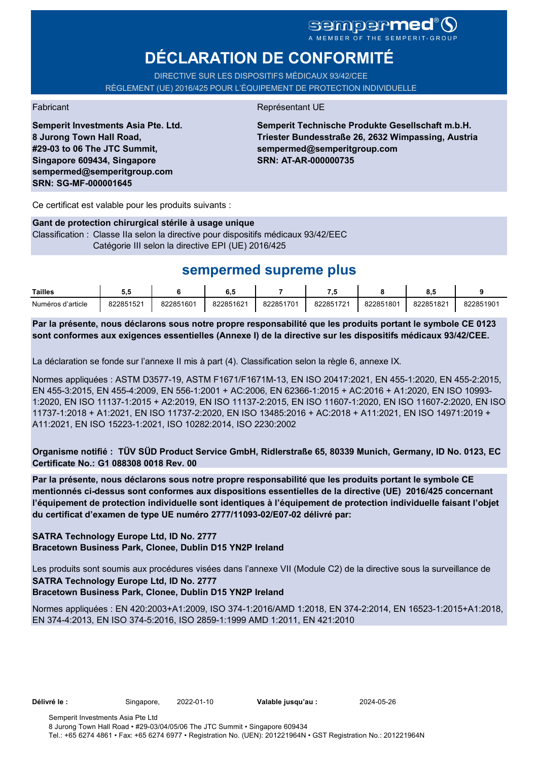sempermed®
A MEMBER OF THE SEMPERIT-GROUP

# DÉCLARATION DE CONFORMITÉ

DIRECTIVE SUR LES DISPOSITIFS MÉDICAUX 93/42/CEE
RÈGLEMENT (UE) 2016/425 POUR L'ÉQUIPEMENT DE PROTECTION INDIVIDUELLE

Fabricant

**Semperit Investments Asia Pte. Ltd.**
**8 Jurong Town Hall Road,**
**#29-03 to 06 The JTC Summit,**
**Singapore 609434, Singapore**
**sempermed@semperitgroup.com**
**SRN: SG-MF-000001645**

Représentant UE

**Semperit Technische Produkte Gesellschaft m.b.H.**
**Triester Bundesstraße 26, 2632 Wimpassing, Austria**
**sempermed@semperitgroup.com**
**SRN: AT-AR-000000735**

Ce certificat est valable pour les produits suivants :

**Gant de protection chirurgical stérile à usage unique**
Classification : Classe IIa selon la directive pour dispositifs médicaux 93/42/EEC
Catégorie III selon la directive EPI (UE) 2016/425

## sempermed supreme plus

| Tailles | 5,5 | 6 | 6,5 | 7 | 7,5 | 8 | 8,5 | 9 |
|---|---|---|---|---|---|---|---|---|
| Numéros d'article | 822851521 | 822851601 | 822851621 | 822851701 | 822851721 | 822851801 | 822851821 | 822851901 |

**Par la présente, nous déclarons sous notre propre responsabilité que les produits portant le symbole CE 0123 sont conformes aux exigences essentielles (Annexe I) de la directive sur les dispositifs médicaux 93/42/CEE.**

La déclaration se fonde sur l'annexe II mis à part (4). Classification selon la règle 6, annexe IX.

Normes appliquées : ASTM D3577-19, ASTM F1671/F1671M-13, EN ISO 20417:2021, EN 455-1:2020, EN 455-2:2015, EN 455-3:2015, EN 455-4:2009, EN 556-1:2001 + AC:2006, EN 62366-1:2015 + AC:2016 + A1:2020, EN ISO 10993-1:2020, EN ISO 11137-1:2015 + A2:2019, EN ISO 11137-2:2015, EN ISO 11607-1:2020, EN ISO 11607-2:2020, EN ISO 11737-1:2018 + A1:2021, EN ISO 11737-2:2020, EN ISO 13485:2016 + AC:2018 + A11:2021, EN ISO 14971:2019 + A11:2021, EN ISO 15223-1:2021, ISO 10282:2014, ISO 2230:2002

**Organisme notifié : TÜV SÜD Product Service GmbH, Ridlerstraße 65, 80339 Munich, Germany, ID No. 0123, EC Certificate No.: G1 088308 0018 Rev. 00**

**Par la présente, nous déclarons sous notre propre responsabilité que les produits portant le symbole CE mentionnés ci-dessus sont conformes aux dispositions essentielles de la directive (UE) 2016/425 concernant l'équipement de protection individuelle sont identiques à l'équipement de protection individuelle faisant l'objet du certificat d'examen de type UE numéro 2777/11093-02/E07-02 délivré par:**

**SATRA Technology Europe Ltd, ID No. 2777**
**Bracetown Business Park, Clonee, Dublin D15 YN2P Ireland**

Les produits sont soumis aux procédures visées dans l'annexe VII (Module C2) de la directive sous la surveillance de
**SATRA Technology Europe Ltd, ID No. 2777**
**Bracetown Business Park, Clonee, Dublin D15 YN2P Ireland**

Normes appliquées : EN 420:2003+A1:2009, ISO 374-1:2016/AMD 1:2018, EN 374-2:2014, EN 16523-1:2015+A1:2018, EN 374-4:2013, EN ISO 374-5:2016, ISO 2859-1:1999 AMD 1:2011, EN 421:2010

**Délivré le :** Singapore, 2022-01-10 **Valable jusqu'au :** 2024-05-26

Semperit Investments Asia Pte Ltd
8 Jurong Town Hall Road • #29-03/04/05/06 The JTC Summit • Singapore 609434
Tel.: +65 6274 4861 • Fax: +65 6274 6977 • Registration No. (UEN): 201221964N • GST Registration No.: 201221964N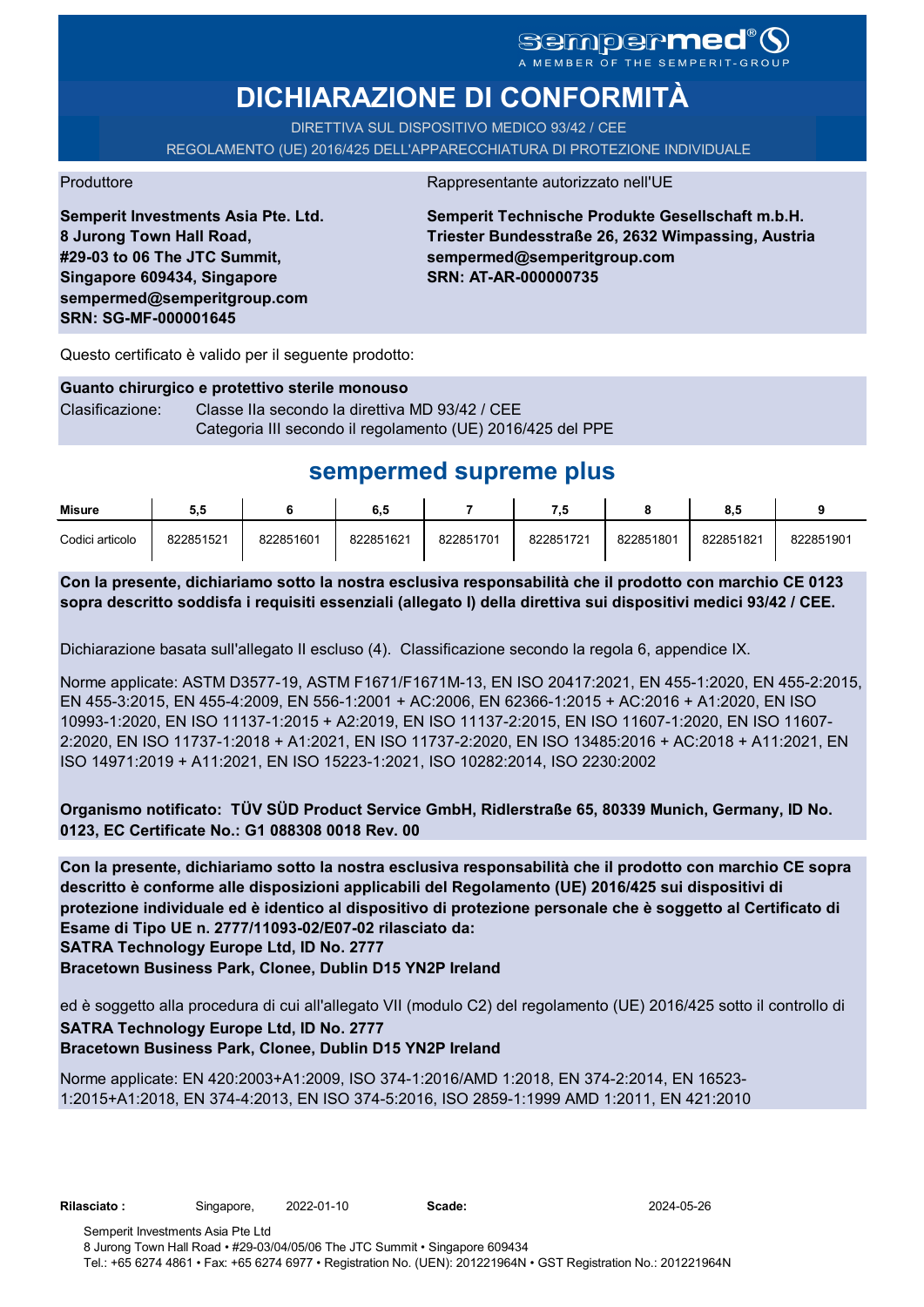sempermed®
A MEMBER OF THE SEMPERIT-GROUP

# DICHIARAZIONE DI CONFORMITÀ

DIRETTIVA SUL DISPOSITIVO MEDICO 93/42 / CEE

REGOLAMENTO (UE) 2016/425 DELL'APPARECCHIATURA DI PROTEZIONE INDIVIDUALE

Produttore

**Semperit Investments Asia Pte. Ltd.**
**8 Jurong Town Hall Road,**
**#29-03 to 06 The JTC Summit,**
**Singapore 609434, Singapore**
**sempermed@semperitgroup.com**
**SRN: SG-MF-000001645**

Rappresentante autorizzato nell'UE

**Semperit Technische Produkte Gesellschaft m.b.H.**
**Triester Bundesstraße 26, 2632 Wimpassing, Austria**
**sempermed@semperitgroup.com**
**SRN: AT-AR-000000735**

Questo certificato è valido per il seguente prodotto:

**Guanto chirurgico e protettivo sterile monouso**

Clasificazione: Classe IIa secondo la direttiva MD 93/42 / CEE
Categoria III secondo il regolamento (UE) 2016/425 del PPE

## sempermed supreme plus

| Misure | 5,5 | 6 | 6,5 | 7 | 7,5 | 8 | 8,5 | 9 |
|---|---|---|---|---|---|---|---|---|
| Codici articolo | 822851521 | 822851601 | 822851621 | 822851701 | 822851721 | 822851801 | 822851821 | 822851901 |

**Con la presente, dichiariamo sotto la nostra esclusiva responsabilità che il prodotto con marchio CE 0123 sopra descritto soddisfa i requisiti essenziali (allegato I) della direttiva sui dispositivi medici 93/42 / CEE.**

Dichiarazione basata sull'allegato II escluso (4). Classificazione secondo la regola 6, appendice IX.

Norme applicate: ASTM D3577-19, ASTM F1671/F1671M-13, EN ISO 20417:2021, EN 455-1:2020, EN 455-2:2015, EN 455-3:2015, EN 455-4:2009, EN 556-1:2001 + AC:2006, EN 62366-1:2015 + AC:2016 + A1:2020, EN ISO 10993-1:2020, EN ISO 11137-1:2015 + A2:2019, EN ISO 11137-2:2015, EN ISO 11607-1:2020, EN ISO 11607-2:2020, EN ISO 11737-1:2018 + A1:2021, EN ISO 11737-2:2020, EN ISO 13485:2016 + AC:2018 + A11:2021, EN ISO 14971:2019 + A11:2021, EN ISO 15223-1:2021, ISO 10282:2014, ISO 2230:2002

**Organismo notificato: TÜV SÜD Product Service GmbH, Ridlerstraße 65, 80339 Munich, Germany, ID No. 0123, EC Certificate No.: G1 088308 0018 Rev. 00**

**Con la presente, dichiariamo sotto la nostra esclusiva responsabilità che il prodotto con marchio CE sopra descritto è conforme alle disposizioni applicabili del Regolamento (UE) 2016/425 sui dispositivi di protezione individuale ed è identico al dispositivo di protezione personale che è soggetto al Certificato di Esame di Tipo UE n. 2777/11093-02/E07-02 rilasciato da:**
**SATRA Technology Europe Ltd, ID No. 2777**
**Bracetown Business Park, Clonee, Dublin D15 YN2P Ireland**

ed è soggetto alla procedura di cui all'allegato VII (modulo C2) del regolamento (UE) 2016/425 sotto il controllo di
**SATRA Technology Europe Ltd, ID No. 2777**
**Bracetown Business Park, Clonee, Dublin D15 YN2P Ireland**

Norme applicate: EN 420:2003+A1:2009, ISO 374-1:2016/AMD 1:2018, EN 374-2:2014, EN 16523-1:2015+A1:2018, EN 374-4:2013, EN ISO 374-5:2016, ISO 2859-1:1999 AMD 1:2011, EN 421:2010

**Rilasciato :** Singapore, 2022-01-10 **Scade:** 2024-05-26

Semperit Investments Asia Pte Ltd
8 Jurong Town Hall Road • #29-03/04/05/06 The JTC Summit • Singapore 609434
Tel.: +65 6274 4861 • Fax: +65 6274 6977 • Registration No. (UEN): 201221964N • GST Registration No.: 201221964N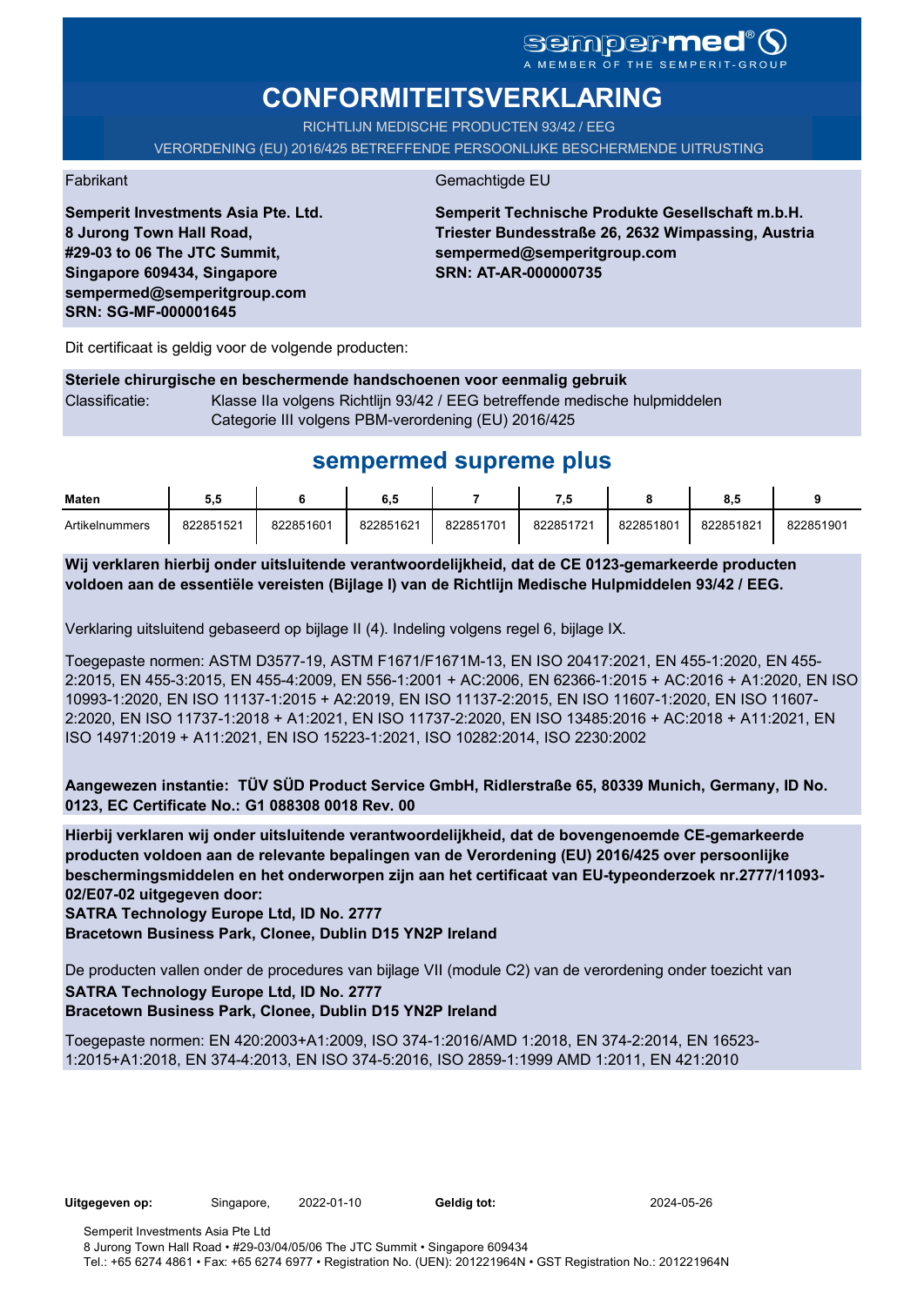sempermed®
A MEMBER OF THE SEMPERIT-GROUP

# CONFORMITEITSVERKLARING

RICHTLIJN MEDISCHE PRODUCTEN 93/42 / EEG

VERORDENING (EU) 2016/425 BETREFFENDE PERSOONLIJKE BESCHERMENDE UITRUSTING

Fabrikant

**Semperit Investments Asia Pte. Ltd.**
**8 Jurong Town Hall Road,**
**#29-03 to 06 The JTC Summit,**
**Singapore 609434, Singapore**
**sempermed@semperitgroup.com**
**SRN: SG-MF-000001645**

Gemachtigde EU

**Semperit Technische Produkte Gesellschaft m.b.H.**
**Triester Bundesstraße 26, 2632 Wimpassing, Austria**
**sempermed@semperitgroup.com**
**SRN: AT-AR-000000735**

Dit certificaat is geldig voor de volgende producten:

**Steriele chirurgische en beschermende handschoenen voor eenmalig gebruik**

Classificatie: Klasse IIa volgens Richtlijn 93/42 / EEG betreffende medische hulpmiddelen
Categorie III volgens PBM-verordening (EU) 2016/425

## sempermed supreme plus

| Maten | 5,5 | 6 | 6,5 | 7 | 7,5 | 8 | 8,5 | 9 |
|---|---|---|---|---|---|---|---|---|
| Artikelnummers | 822851521 | 822851601 | 822851621 | 822851701 | 822851721 | 822851801 | 822851821 | 822851901 |

**Wij verklaren hierbij onder uitsluitende verantwoordelijkheid, dat de CE 0123-gemarkeerde producten voldoen aan de essentiële vereisten (Bijlage I) van de Richtlijn Medische Hulpmiddelen 93/42 / EEG.**

Verklaring uitsluitend gebaseerd op bijlage II (4). Indeling volgens regel 6, bijlage IX.

Toegepaste normen: ASTM D3577-19, ASTM F1671/F1671M-13, EN ISO 20417:2021, EN 455-1:2020, EN 455-2:2015, EN 455-3:2015, EN 455-4:2009, EN 556-1:2001 + AC:2006, EN 62366-1:2015 + AC:2016 + A1:2020, EN ISO 10993-1:2020, EN ISO 11137-1:2015 + A2:2019, EN ISO 11137-2:2015, EN ISO 11607-1:2020, EN ISO 11607-2:2020, EN ISO 11737-1:2018 + A1:2021, EN ISO 11737-2:2020, EN ISO 13485:2016 + AC:2018 + A11:2021, EN ISO 14971:2019 + A11:2021, EN ISO 15223-1:2021, ISO 10282:2014, ISO 2230:2002

**Aangewezen instantie: TÜV SÜD Product Service GmbH, Ridlerstraße 65, 80339 Munich, Germany, ID No. 0123, EC Certificate No.: G1 088308 0018 Rev. 00**

**Hierbij verklaren wij onder uitsluitende verantwoordelijkheid, dat de bovengenoemde CE-gemarkeerde producten voldoen aan de relevante bepalingen van de Verordening (EU) 2016/425 over persoonlijke beschermingsmiddelen en het onderworpen zijn aan het certificaat van EU-typeonderzoek nr.2777/11093-02/E07-02 uitgegeven door:**
**SATRA Technology Europe Ltd, ID No. 2777**
**Bracetown Business Park, Clonee, Dublin D15 YN2P Ireland**

De producten vallen onder de procedures van bijlage VII (module C2) van de verordening onder toezicht van
**SATRA Technology Europe Ltd, ID No. 2777**
**Bracetown Business Park, Clonee, Dublin D15 YN2P Ireland**

Toegepaste normen: EN 420:2003+A1:2009, ISO 374-1:2016/AMD 1:2018, EN 374-2:2014, EN 16523-1:2015+A1:2018, EN 374-4:2013, EN ISO 374-5:2016, ISO 2859-1:1999 AMD 1:2011, EN 421:2010

**Uitgegeven op:** Singapore, 2022-01-10 **Geldig tot:** 2024-05-26

Semperit Investments Asia Pte Ltd
8 Jurong Town Hall Road • #29-03/04/05/06 The JTC Summit • Singapore 609434
Tel.: +65 6274 4861 • Fax: +65 6274 6977 • Registration No. (UEN): 201221964N • GST Registration No.: 201221964N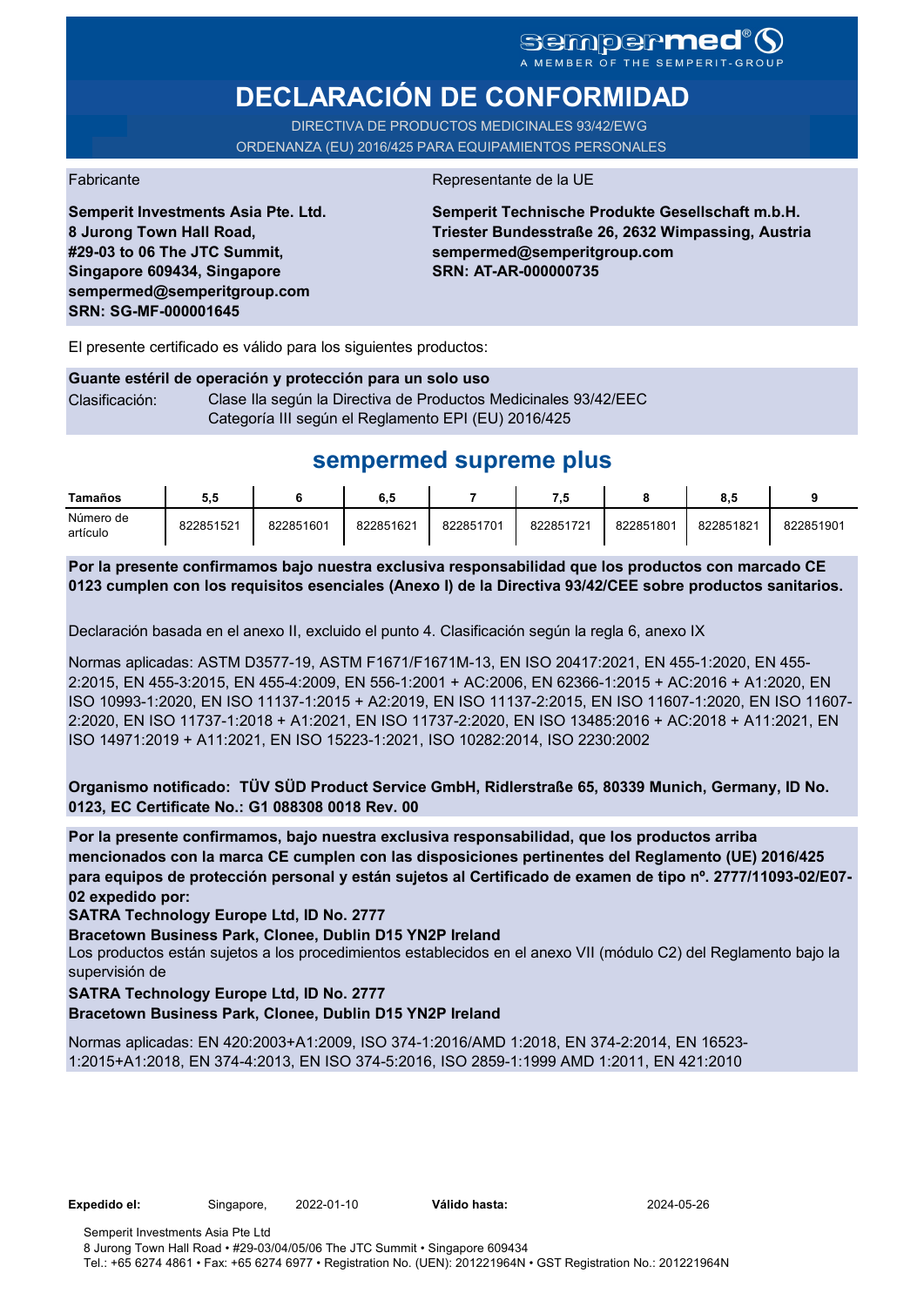sempermed®
A MEMBER OF THE SEMPERIT-GROUP

# DECLARACIÓN DE CONFORMIDAD

DIRECTIVA DE PRODUCTOS MEDICINALES 93/42/EWG
ORDENANZA (EU) 2016/425 PARA EQUIPAMIENTOS PERSONALES

Fabricante

**Semperit Investments Asia Pte. Ltd.**
**8 Jurong Town Hall Road,**
**#29-03 to 06 The JTC Summit,**
**Singapore 609434, Singapore**
**sempermed@semperitgroup.com**
**SRN: SG-MF-000001645**

Representante de la UE

**Semperit Technische Produkte Gesellschaft m.b.H.**
**Triester Bundesstraße 26, 2632 Wimpassing, Austria**
**sempermed@semperitgroup.com**
**SRN: AT-AR-000000735**

El presente certificado es válido para los siguientes productos:

**Guante estéril de operación y protección para un solo uso**

Clasificación: Clase IIa según la Directiva de Productos Medicinales 93/42/EEC
Categoría III según el Reglamento EPI (EU) 2016/425

## sempermed supreme plus

| Tamaños | 5,5 | 6 | 6,5 | 7 | 7,5 | 8 | 8,5 | 9 |
|---|---|---|---|---|---|---|---|---|
| Número de artículo | 822851521 | 822851601 | 822851621 | 822851701 | 822851721 | 822851801 | 822851821 | 822851901 |

**Por la presente confirmamos bajo nuestra exclusiva responsabilidad que los productos con marcado CE 0123 cumplen con los requisitos esenciales (Anexo I) de la Directiva 93/42/CEE sobre productos sanitarios.**

Declaración basada en el anexo II, excluido el punto 4. Clasificación según la regla 6, anexo IX

Normas aplicadas: ASTM D3577-19, ASTM F1671/F1671M-13, EN ISO 20417:2021, EN 455-1:2020, EN 455-2:2015, EN 455-3:2015, EN 455-4:2009, EN 556-1:2001 + AC:2006, EN 62366-1:2015 + AC:2016 + A1:2020, EN ISO 10993-1:2020, EN ISO 11137-1:2015 + A2:2019, EN ISO 11137-2:2015, EN ISO 11607-1:2020, EN ISO 11607-2:2020, EN ISO 11737-1:2018 + A1:2021, EN ISO 11737-2:2020, EN ISO 13485:2016 + AC:2018 + A11:2021, EN ISO 14971:2019 + A11:2021, EN ISO 15223-1:2021, ISO 10282:2014, ISO 2230:2002

**Organismo notificado: TÜV SÜD Product Service GmbH, Ridlerstraße 65, 80339 Munich, Germany, ID No. 0123, EC Certificate No.: G1 088308 0018 Rev. 00**

**Por la presente confirmamos, bajo nuestra exclusiva responsabilidad, que los productos arriba mencionados con la marca CE cumplen con las disposiciones pertinentes del Reglamento (UE) 2016/425 para equipos de protección personal y están sujetos al Certificado de examen de tipo nº. 2777/11093-02/E07-02 expedido por:**

**SATRA Technology Europe Ltd, ID No. 2777**
**Bracetown Business Park, Clonee, Dublin D15 YN2P Ireland**

Los productos están sujetos a los procedimientos establecidos en el anexo VII (módulo C2) del Reglamento bajo la supervisión de

**SATRA Technology Europe Ltd, ID No. 2777**
**Bracetown Business Park, Clonee, Dublin D15 YN2P Ireland**

Normas aplicadas: EN 420:2003+A1:2009, ISO 374-1:2016/AMD 1:2018, EN 374-2:2014, EN 16523-1:2015+A1:2018, EN 374-4:2013, EN ISO 374-5:2016, ISO 2859-1:1999 AMD 1:2011, EN 421:2010

**Expedido el:** Singapore, 2022-01-10 **Válido hasta:** 2024-05-26

Semperit Investments Asia Pte Ltd
8 Jurong Town Hall Road • #29-03/04/05/06 The JTC Summit • Singapore 609434
Tel.: +65 6274 4861 • Fax: +65 6274 6977 • Registration No. (UEN): 201221964N • GST Registration No.: 201221964N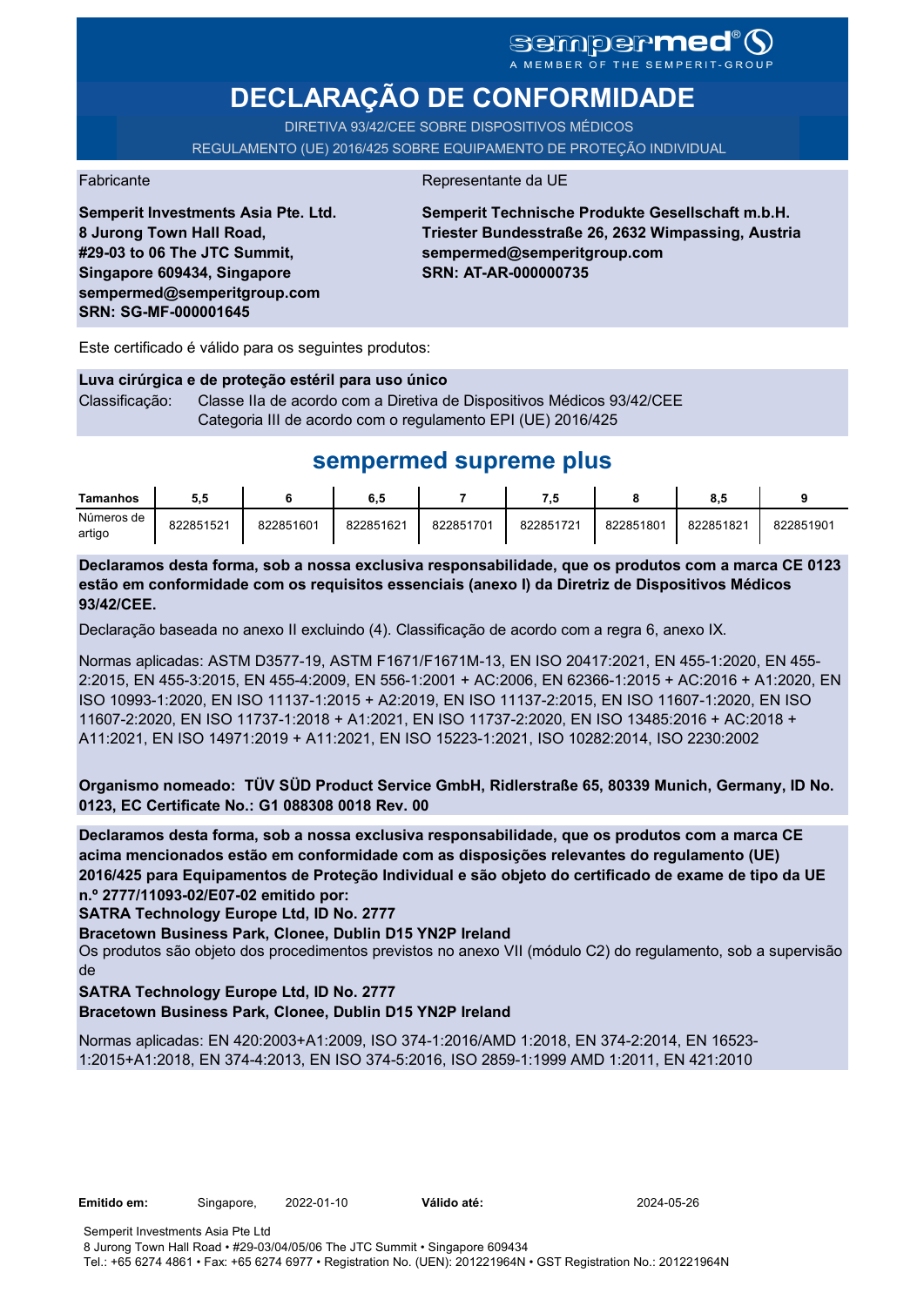sempermed®
A MEMBER OF THE SEMPERIT-GROUP

# DECLARAÇÃO DE CONFORMIDADE

DIRETIVA 93/42/CEE SOBRE DISPOSITIVOS MÉDICOS
REGULAMENTO (UE) 2016/425 SOBRE EQUIPAMENTO DE PROTEÇÃO INDIVIDUAL

Fabricante

**Semperit Investments Asia Pte. Ltd.**
**8 Jurong Town Hall Road,**
**#29-03 to 06 The JTC Summit,**
**Singapore 609434, Singapore**
**sempermed@semperitgroup.com**
**SRN: SG-MF-000001645**

Representante da UE

**Semperit Technische Produkte Gesellschaft m.b.H.**
**Triester Bundesstraße 26, 2632 Wimpassing, Austria**
**sempermed@semperitgroup.com**
**SRN: AT-AR-000000735**

Este certificado é válido para os seguintes produtos:

**Luva cirúrgica e de proteção estéril para uso único**

Classificação: Classe IIa de acordo com a Diretiva de Dispositivos Médicos 93/42/CEE
Categoria III de acordo com o regulamento EPI (UE) 2016/425

## sempermed supreme plus

| Tamanhos | 5,5 | 6 | 6,5 | 7 | 7,5 | 8 | 8,5 | 9 |
|---|---|---|---|---|---|---|---|---|
| Números de artigo | 822851521 | 822851601 | 822851621 | 822851701 | 822851721 | 822851801 | 822851821 | 822851901 |

**Declaramos desta forma, sob a nossa exclusiva responsabilidade, que os produtos com a marca CE 0123 estão em conformidade com os requisitos essenciais (anexo I) da Diretriz de Dispositivos Médicos 93/42/CEE.**

Declaração baseada no anexo II excluindo (4). Classificação de acordo com a regra 6, anexo IX.

Normas aplicadas: ASTM D3577-19, ASTM F1671/F1671M-13, EN ISO 20417:2021, EN 455-1:2020, EN 455-2:2015, EN 455-3:2015, EN 455-4:2009, EN 556-1:2001 + AC:2006, EN 62366-1:2015 + AC:2016 + A1:2020, EN ISO 10993-1:2020, EN ISO 11137-1:2015 + A2:2019, EN ISO 11137-2:2015, EN ISO 11607-1:2020, EN ISO 11607-2:2020, EN ISO 11737-1:2018 + A1:2021, EN ISO 11737-2:2020, EN ISO 13485:2016 + AC:2018 + A11:2021, EN ISO 14971:2019 + A11:2021, EN ISO 15223-1:2021, ISO 10282:2014, ISO 2230:2002

**Organismo nomeado: TÜV SÜD Product Service GmbH, Ridlerstraße 65, 80339 Munich, Germany, ID No. 0123, EC Certificate No.: G1 088308 0018 Rev. 00**

**Declaramos desta forma, sob a nossa exclusiva responsabilidade, que os produtos com a marca CE acima mencionados estão em conformidade com as disposições relevantes do regulamento (UE) 2016/425 para Equipamentos de Proteção Individual e são objeto do certificado de exame de tipo da UE n.º 2777/11093-02/E07-02 emitido por:**
**SATRA Technology Europe Ltd, ID No. 2777**
**Bracetown Business Park, Clonee, Dublin D15 YN2P Ireland**
Os produtos são objeto dos procedimentos previstos no anexo VII (módulo C2) do regulamento, sob a supervisão de
**SATRA Technology Europe Ltd, ID No. 2777**
**Bracetown Business Park, Clonee, Dublin D15 YN2P Ireland**

Normas aplicadas: EN 420:2003+A1:2009, ISO 374-1:2016/AMD 1:2018, EN 374-2:2014, EN 16523-1:2015+A1:2018, EN 374-4:2013, EN ISO 374-5:2016, ISO 2859-1:1999 AMD 1:2011, EN 421:2010

**Emitido em:** Singapore, 2022-01-10 **Válido até:** 2024-05-26

Semperit Investments Asia Pte Ltd
8 Jurong Town Hall Road • #29-03/04/05/06 The JTC Summit • Singapore 609434
Tel.: +65 6274 4861 • Fax: +65 6274 6977 • Registration No. (UEN): 201221964N • GST Registration No.: 201221964N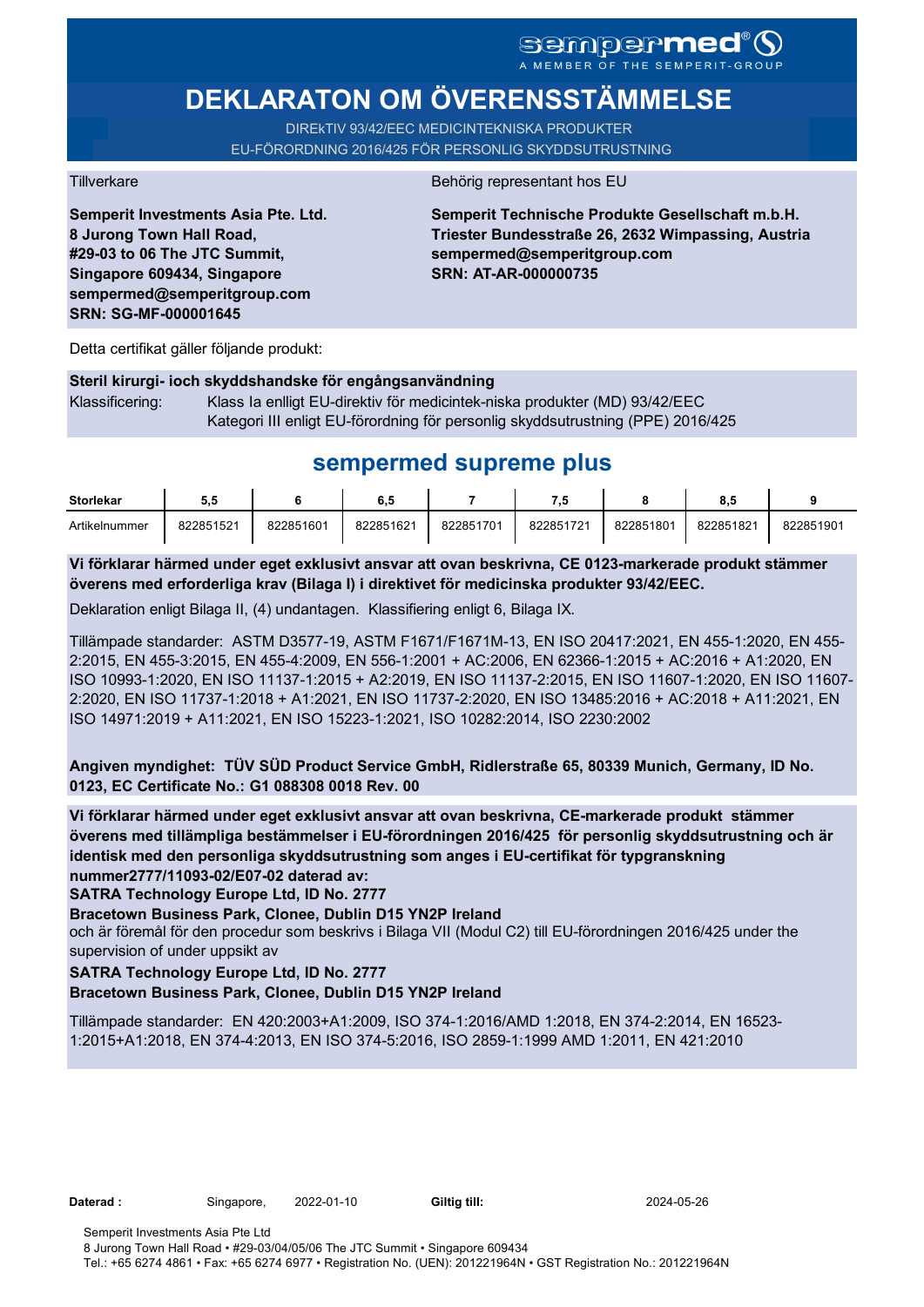sempermed®
A MEMBER OF THE SEMPERIT-GROUP

# DEKLARATON OM ÖVERENSSTÄMMELSE

DIREkTIV 93/42/EEC MEDICINTEKNISKA PRODUKTER
EU-FÖRORDNING 2016/425 FÖR PERSONLIG SKYDDSUTRUSTNING

Tillverkare

**Semperit Investments Asia Pte. Ltd.**
**8 Jurong Town Hall Road,**
**#29-03 to 06 The JTC Summit,**
**Singapore 609434, Singapore**
**sempermed@semperitgroup.com**
**SRN: SG-MF-000001645**

Behörig representant hos EU

**Semperit Technische Produkte Gesellschaft m.b.H.**
**Triester Bundesstraße 26, 2632 Wimpassing, Austria**
**sempermed@semperitgroup.com**
**SRN: AT-AR-000000735**

Detta certifikat gäller följande produkt:

**Steril kirurgi- ioch skyddshandske för engångsanvändning**

Klassificering: Klass Ia enlligt EU-direktiv för medicintek-niska produkter (MD) 93/42/EEC
Kategori III enligt EU-förordning för personlig skyddsutrustning (PPE) 2016/425

## sempermed supreme plus

| Storlekar | 5,5 | 6 | 6,5 | 7 | 7,5 | 8 | 8,5 | 9 |
|---|---|---|---|---|---|---|---|---|
| Artikelnummer | 822851521 | 822851601 | 822851621 | 822851701 | 822851721 | 822851801 | 822851821 | 822851901 |

**Vi förklarar härmed under eget exklusivt ansvar att ovan beskrivna, CE 0123-markerade produkt stämmer överens med erforderliga krav (Bilaga I) i direktivet för medicinska produkter 93/42/EEC.**

Deklaration enligt Bilaga II, (4) undantagen. Klassifiering enligt 6, Bilaga IX.

Tillämpade standarder: ASTM D3577-19, ASTM F1671/F1671M-13, EN ISO 20417:2021, EN 455-1:2020, EN 455-2:2015, EN 455-3:2015, EN 455-4:2009, EN 556-1:2001 + AC:2006, EN 62366-1:2015 + AC:2016 + A1:2020, EN ISO 10993-1:2020, EN ISO 11137-1:2015 + A2:2019, EN ISO 11137-2:2015, EN ISO 11607-1:2020, EN ISO 11607-2:2020, EN ISO 11737-1:2018 + A1:2021, EN ISO 11737-2:2020, EN ISO 13485:2016 + AC:2018 + A11:2021, EN ISO 14971:2019 + A11:2021, EN ISO 15223-1:2021, ISO 10282:2014, ISO 2230:2002

**Angiven myndighet: TÜV SÜD Product Service GmbH, Ridlerstraße 65, 80339 Munich, Germany, ID No. 0123, EC Certificate No.: G1 088308 0018 Rev. 00**

**Vi förklarar härmed under eget exklusivt ansvar att ovan beskrivna, CE-markerade produkt stämmer överens med tillämpliga bestämmelser i EU-förordningen 2016/425 för personlig skyddsutrustning och är identisk med den personliga skyddsutrustning som anges i EU-certifikat för typgranskning nummer2777/11093-02/E07-02 daterad av:**
**SATRA Technology Europe Ltd, ID No. 2777**
**Bracetown Business Park, Clonee, Dublin D15 YN2P Ireland**
och är föremål för den procedur som beskrivs i Bilaga VII (Modul C2) till EU-förordningen 2016/425 under the supervision of under uppsikt av
**SATRA Technology Europe Ltd, ID No. 2777**
**Bracetown Business Park, Clonee, Dublin D15 YN2P Ireland**

Tillämpade standarder: EN 420:2003+A1:2009, ISO 374-1:2016/AMD 1:2018, EN 374-2:2014, EN 16523-1:2015+A1:2018, EN 374-4:2013, EN ISO 374-5:2016, ISO 2859-1:1999 AMD 1:2011, EN 421:2010

**Daterad :** Singapore, 2022-01-10 **Giltig till:** 2024-05-26

Semperit Investments Asia Pte Ltd
8 Jurong Town Hall Road • #29-03/04/05/06 The JTC Summit • Singapore 609434
Tel.: +65 6274 4861 • Fax: +65 6274 6977 • Registration No. (UEN): 201221964N • GST Registration No.: 201221964N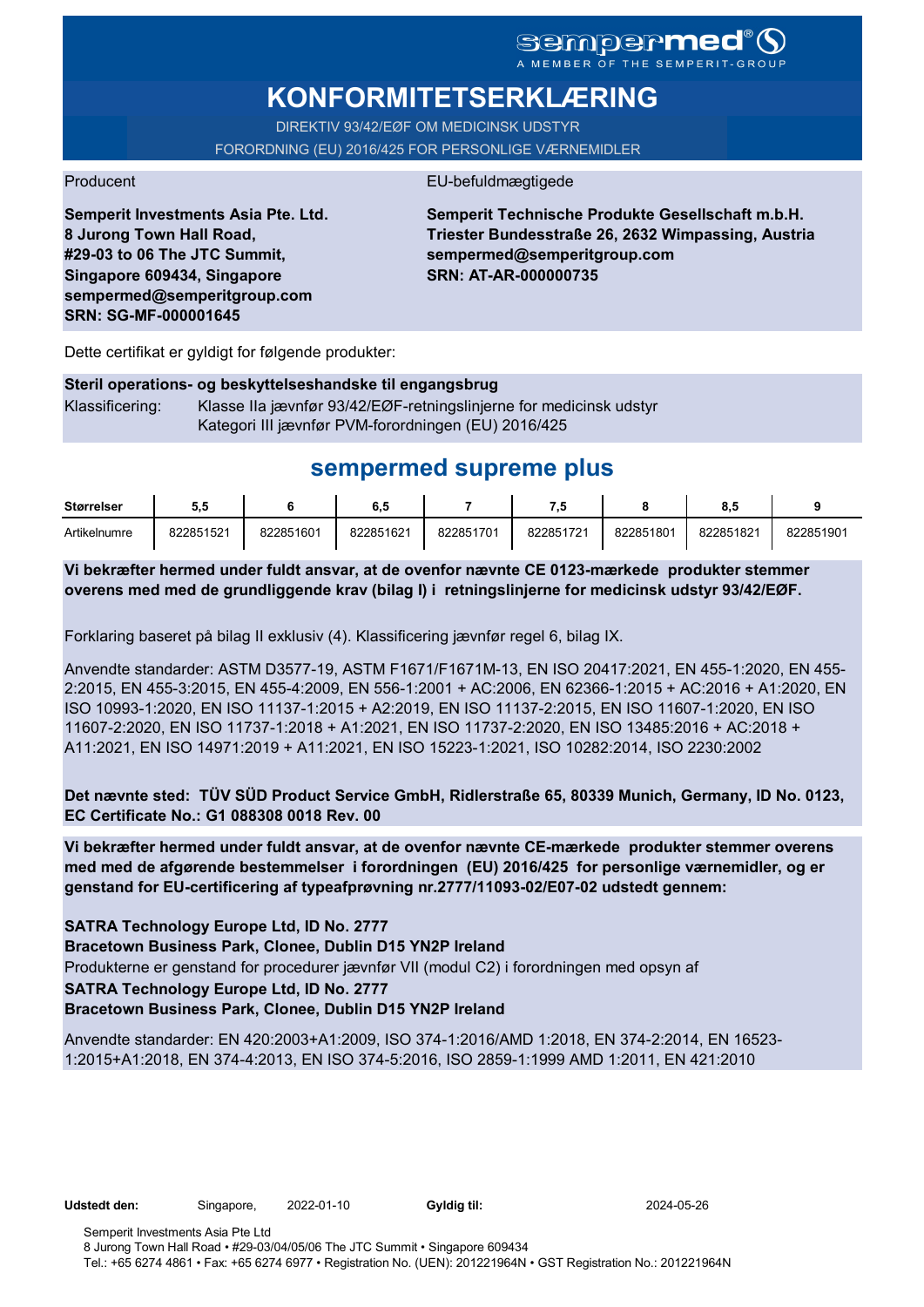sempermed®

A MEMBER OF THE SEMPERIT-GROUP

# KONFORMITETSERKLÆRING

DIREKTIV 93/42/EØF OM MEDICINSK UDSTYR

FORORDNING (EU) 2016/425 FOR PERSONLIGE VÆRNEMIDLER

Producent

**Semperit Investments Asia Pte. Ltd.**
**8 Jurong Town Hall Road,**
**#29-03 to 06 The JTC Summit,**
**Singapore 609434, Singapore**
**sempermed@semperitgroup.com**
**SRN: SG-MF-000001645**

EU-befuldmægtigede

**Semperit Technische Produkte Gesellschaft m.b.H.**
**Triester Bundesstraße 26, 2632 Wimpassing, Austria**
**sempermed@semperitgroup.com**
**SRN: AT-AR-000000735**

Dette certifikat er gyldigt for følgende produkter:

**Steril operations- og beskyttelseshandske til engangsbrug**

Klassificering: Klasse IIa jævnfør 93/42/EØF-retningslinjerne for medicinsk udstyr
Kategori III jævnfør PVM-forordningen (EU) 2016/425

## sempermed supreme plus

| **Størrelser** | **5,5** | **6** | **6,5** | **7** | **7,5** | **8** | **8,5** | **9** |
|---|---|---|---|---|---|---|---|---|
| Artikelnumre | 822851521 | 822851601 | 822851621 | 822851701 | 822851721 | 822851801 | 822851821 | 822851901 |

**Vi bekræfter hermed under fuldt ansvar, at de ovenfor nævnte CE 0123-mærkede produkter stemmer overens med med de grundliggende krav (bilag I) i retningslinjerne for medicinsk udstyr 93/42/EØF.**

Forklaring baseret på bilag II exklusiv (4). Klassificering jævnfør regel 6, bilag IX.

Anvendte standarder: ASTM D3577-19, ASTM F1671/F1671M-13, EN ISO 20417:2021, EN 455-1:2020, EN 455-2:2015, EN 455-3:2015, EN 455-4:2009, EN 556-1:2001 + AC:2006, EN 62366-1:2015 + AC:2016 + A1:2020, EN ISO 10993-1:2020, EN ISO 11137-1:2015 + A2:2019, EN ISO 11137-2:2015, EN ISO 11607-1:2020, EN ISO 11607-2:2020, EN ISO 11737-1:2018 + A1:2021, EN ISO 11737-2:2020, EN ISO 13485:2016 + AC:2018 + A11:2021, EN ISO 14971:2019 + A11:2021, EN ISO 15223-1:2021, ISO 10282:2014, ISO 2230:2002

**Det nævnte sted: TÜV SÜD Product Service GmbH, Ridlerstraße 65, 80339 Munich, Germany, ID No. 0123, EC Certificate No.: G1 088308 0018 Rev. 00**

**Vi bekræfter hermed under fuldt ansvar, at de ovenfor nævnte CE-mærkede produkter stemmer overens med med de afgørende bestemmelser i forordningen (EU) 2016/425 for personlige værnemidler, og er genstand for EU-certificering af typeafprøvning nr.2777/11093-02/E07-02 udstedt gennem:**

**SATRA Technology Europe Ltd, ID No. 2777**
**Bracetown Business Park, Clonee, Dublin D15 YN2P Ireland**
Produkterne er genstand for procedurer jævnfør VII (modul C2) i forordningen med opsyn af
**SATRA Technology Europe Ltd, ID No. 2777**
**Bracetown Business Park, Clonee, Dublin D15 YN2P Ireland**

Anvendte standarder: EN 420:2003+A1:2009, ISO 374-1:2016/AMD 1:2018, EN 374-2:2014, EN 16523-1:2015+A1:2018, EN 374-4:2013, EN ISO 374-5:2016, ISO 2859-1:1999 AMD 1:2011, EN 421:2010

**Udstedt den:** Singapore, 2022-01-10 **Gyldig til:** 2024-05-26

Semperit Investments Asia Pte Ltd
8 Jurong Town Hall Road • #29-03/04/05/06 The JTC Summit • Singapore 609434
Tel.: +65 6274 4861 • Fax: +65 6274 6977 • Registration No. (UEN): 201221964N • GST Registration No.: 201221964N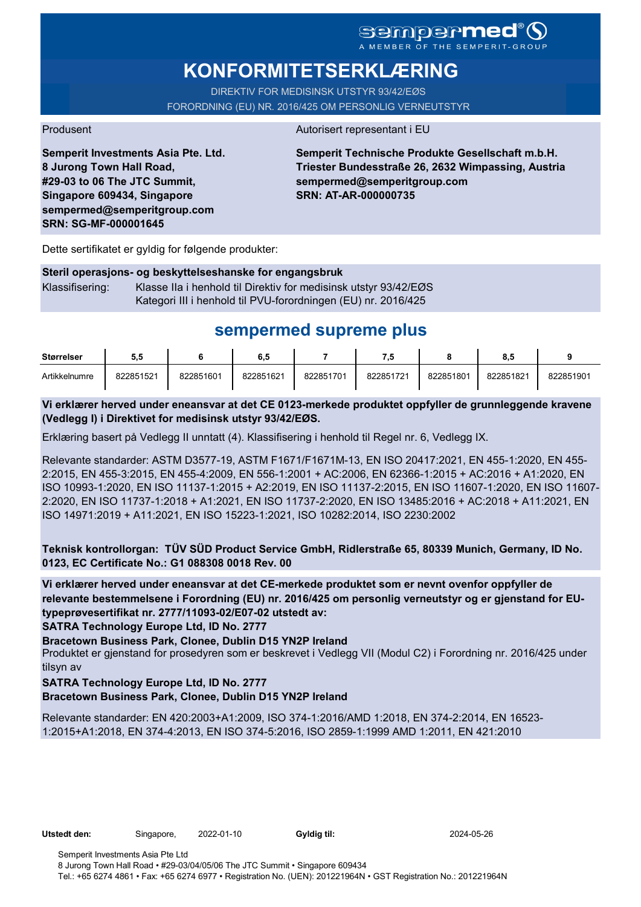sempermed®

A MEMBER OF THE SEMPERIT-GROUP

# KONFORMITETSERKLÆRING

DIREKTIV FOR MEDISINSK UTSTYR 93/42/EØS

FORORDNING (EU) NR. 2016/425 OM PERSONLIG VERNEUTSTYR

| Produsent | Autorisert representant i EU |
|---|---|
| **Semperit Investments Asia Pte. Ltd.**<br>**8 Jurong Town Hall Road,**<br>**#29-03 to 06 The JTC Summit,**<br>**Singapore 609434, Singapore**<br>**sempermed@semperitgroup.com**<br>**SRN: SG-MF-000001645** | **Semperit Technische Produkte Gesellschaft m.b.H.**<br>**Triester Bundesstraße 26, 2632 Wimpassing, Austria**<br>**sempermed@semperitgroup.com**<br>**SRN: AT-AR-000000735** |

Dette sertifikatet er gyldig for følgende produkter:

**Steril operasjons- og beskyttelseshanske for engangsbruk**

Klassifisering: Klasse IIa i henhold til Direktiv for medisinsk utstyr 93/42/EØS
Kategori III i henhold til PVU-forordningen (EU) nr. 2016/425

## sempermed supreme plus

| Størrelser | 5,5 | 6 | 6,5 | 7 | 7,5 | 8 | 8,5 | 9 |
|---|---|---|---|---|---|---|---|---|
| Artikkelnumre | 822851521 | 822851601 | 822851621 | 822851701 | 822851721 | 822851801 | 822851821 | 822851901 |

**Vi erklærer herved under eneansvar at det CE 0123-merkede produktet oppfyller de grunnleggende kravene (Vedlegg I) i Direktivet for medisinsk utstyr 93/42/EØS.**

Erklæring basert på Vedlegg II unntatt (4). Klassifisering i henhold til Regel nr. 6, Vedlegg IX.

Relevante standarder: ASTM D3577-19, ASTM F1671/F1671M-13, EN ISO 20417:2021, EN 455-1:2020, EN 455-2:2015, EN 455-3:2015, EN 455-4:2009, EN 556-1:2001 + AC:2006, EN 62366-1:2015 + AC:2016 + A1:2020, EN ISO 10993-1:2020, EN ISO 11137-1:2015 + A2:2019, EN ISO 11137-2:2015, EN ISO 11607-1:2020, EN ISO 11607-2:2020, EN ISO 11737-1:2018 + A1:2021, EN ISO 11737-2:2020, EN ISO 13485:2016 + AC:2018 + A11:2021, EN ISO 14971:2019 + A11:2021, EN ISO 15223-1:2021, ISO 10282:2014, ISO 2230:2002

**Teknisk kontrollorgan: TÜV SÜD Product Service GmbH, Ridlerstraße 65, 80339 Munich, Germany, ID No. 0123, EC Certificate No.: G1 088308 0018 Rev. 00**

**Vi erklærer herved under eneansvar at det CE-merkede produktet som er nevnt ovenfor oppfyller de relevante bestemmelsene i Forordning (EU) nr. 2016/425 om personlig verneutstyr og er gjenstand for EU-typeprøvesertifikat nr. 2777/11093-02/E07-02 utstedt av:**

**SATRA Technology Europe Ltd, ID No. 2777**

**Bracetown Business Park, Clonee, Dublin D15 YN2P Ireland**

Produktet er gjenstand for prosedyren som er beskrevet i Vedlegg VII (Modul C2) i Forordning nr. 2016/425 under tilsyn av

**SATRA Technology Europe Ltd, ID No. 2777**

**Bracetown Business Park, Clonee, Dublin D15 YN2P Ireland**

Relevante standarder: EN 420:2003+A1:2009, ISO 374-1:2016/AMD 1:2018, EN 374-2:2014, EN 16523-1:2015+A1:2018, EN 374-4:2013, EN ISO 374-5:2016, ISO 2859-1:1999 AMD 1:2011, EN 421:2010

**Utstedt den:** Singapore, 2022-01-10 **Gyldig til:** 2024-05-26

Semperit Investments Asia Pte Ltd
8 Jurong Town Hall Road • #29-03/04/05/06 The JTC Summit • Singapore 609434
Tel.: +65 6274 4861 • Fax: +65 6274 6977 • Registration No. (UEN): 201221964N • GST Registration No.: 201221964N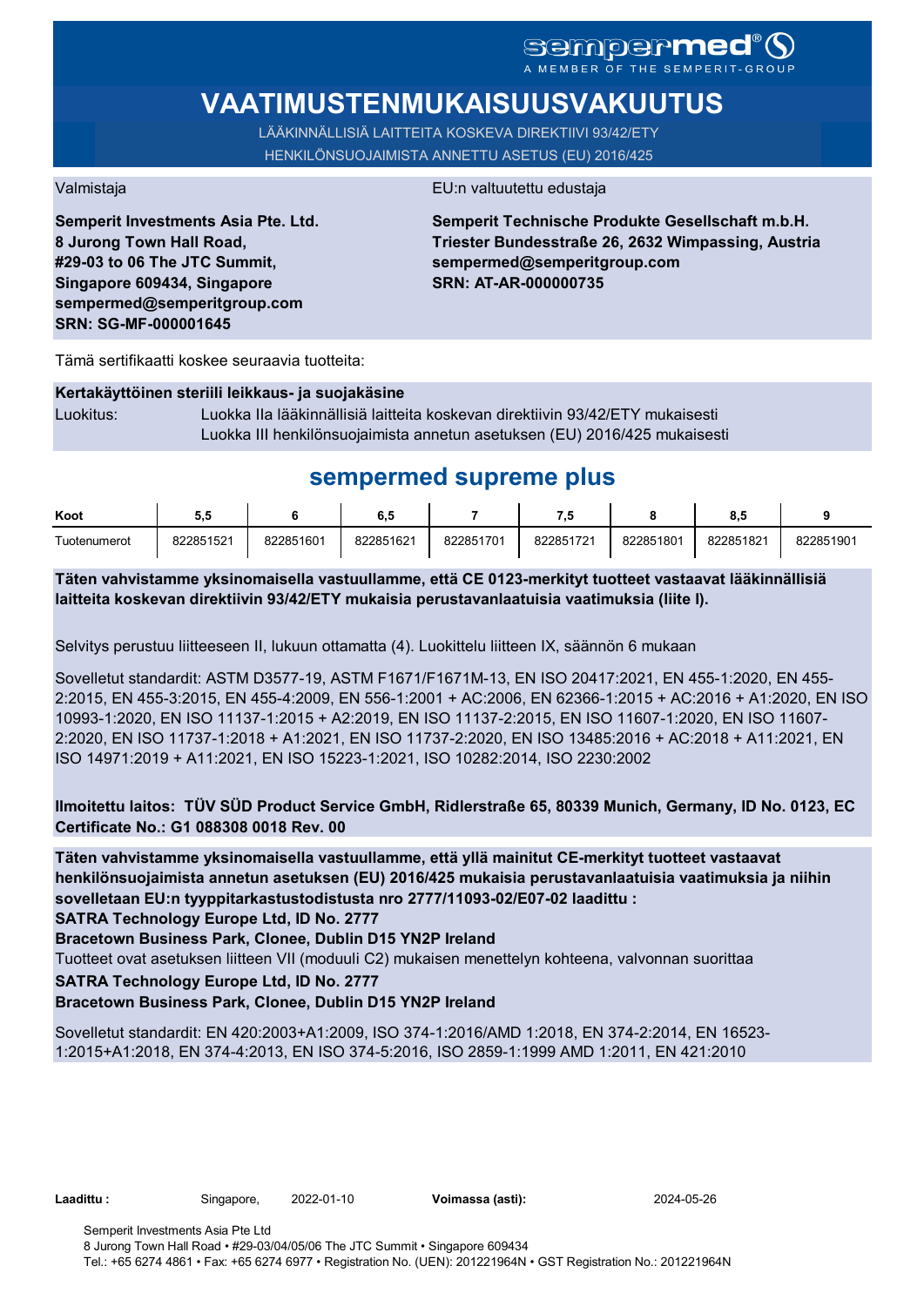sempermed®
A MEMBER OF THE SEMPERIT-GROUP

# VAATIMUSTENMUKAISUUSVAKUUTUS

LÄÄKINNÄLLISIÄ LAITTEITA KOSKEVA DIREKTIIVI 93/42/ETY
HENKILÖNSUOJAIMISTA ANNETTU ASETUS (EU) 2016/425

Valmistaja

**Semperit Investments Asia Pte. Ltd.
8 Jurong Town Hall Road,
#29-03 to 06 The JTC Summit,
Singapore 609434, Singapore
sempermed@semperitgroup.com
SRN: SG-MF-000001645**

EU:n valtuutettu edustaja

**Semperit Technische Produkte Gesellschaft m.b.H.
Triester Bundesstraße 26, 2632 Wimpassing, Austria
sempermed@semperitgroup.com
SRN: AT-AR-000000735**

Tämä sertifikaatti koskee seuraavia tuotteita:

**Kertakäyttöinen steriili leikkaus- ja suojakäsine**

Luokitus: Luokka IIa lääkinnällisiä laitteita koskevan direktiivin 93/42/ETY mukaisesti
Luokka III henkilönsuojaimista annetun asetuksen (EU) 2016/425 mukaisesti

## sempermed supreme plus

| Koot | 5,5 | 6 | 6,5 | 7 | 7,5 | 8 | 8,5 | 9 |
|---|---|---|---|---|---|---|---|---|
| Tuotenumerot | 822851521 | 822851601 | 822851621 | 822851701 | 822851721 | 822851801 | 822851821 | 822851901 |

**Täten vahvistamme yksinomaisella vastuullamme, että CE 0123-merkityt tuotteet vastaavat lääkinnällisiä laitteita koskevan direktiivin 93/42/ETY mukaisia perustavanlaatuisia vaatimuksia (liite I).**

Selvitys perustuu liitteeseen II, lukuun ottamatta (4). Luokittelu liitteen IX, säännön 6 mukaan

Sovelletut standardit: ASTM D3577-19, ASTM F1671/F1671M-13, EN ISO 20417:2021, EN 455-1:2020, EN 455-2:2015, EN 455-3:2015, EN 455-4:2009, EN 556-1:2001 + AC:2006, EN 62366-1:2015 + AC:2016 + A1:2020, EN ISO 10993-1:2020, EN ISO 11137-1:2015 + A2:2019, EN ISO 11137-2:2015, EN ISO 11607-1:2020, EN ISO 11607-2:2020, EN ISO 11737-1:2018 + A1:2021, EN ISO 11737-2:2020, EN ISO 13485:2016 + AC:2018 + A11:2021, EN ISO 14971:2019 + A11:2021, EN ISO 15223-1:2021, ISO 10282:2014, ISO 2230:2002

**Ilmoitettu laitos: TÜV SÜD Product Service GmbH, Ridlerstraße 65, 80339 Munich, Germany, ID No. 0123, EC Certificate No.: G1 088308 0018 Rev. 00**

**Täten vahvistamme yksinomaisella vastuullamme, että yllä mainitut CE-merkityt tuotteet vastaavat henkilönsuojaimista annetun asetuksen (EU) 2016/425 mukaisia perustavanlaatuisia vaatimuksia ja niihin sovelletaan EU:n tyyppitarkastustodistusta nro 2777/11093-02/E07-02 laadittu :**

**SATRA Technology Europe Ltd, ID No. 2777**

**Bracetown Business Park, Clonee, Dublin D15 YN2P Ireland**

Tuotteet ovat asetuksen liitteen VII (moduuli C2) mukaisen menettelyn kohteena, valvonnan suorittaa

**SATRA Technology Europe Ltd, ID No. 2777**

**Bracetown Business Park, Clonee, Dublin D15 YN2P Ireland**

Sovelletut standardit: EN 420:2003+A1:2009, ISO 374-1:2016/AMD 1:2018, EN 374-2:2014, EN 16523-1:2015+A1:2018, EN 374-4:2013, EN ISO 374-5:2016, ISO 2859-1:1999 AMD 1:2011, EN 421:2010

**Laadittu :** Singapore, 2022-01-10 **Voimassa (asti):** 2024-05-26

Semperit Investments Asia Pte Ltd
8 Jurong Town Hall Road • #29-03/04/05/06 The JTC Summit • Singapore 609434
Tel.: +65 6274 4861 • Fax: +65 6274 6977 • Registration No. (UEN): 201221964N • GST Registration No.: 201221964N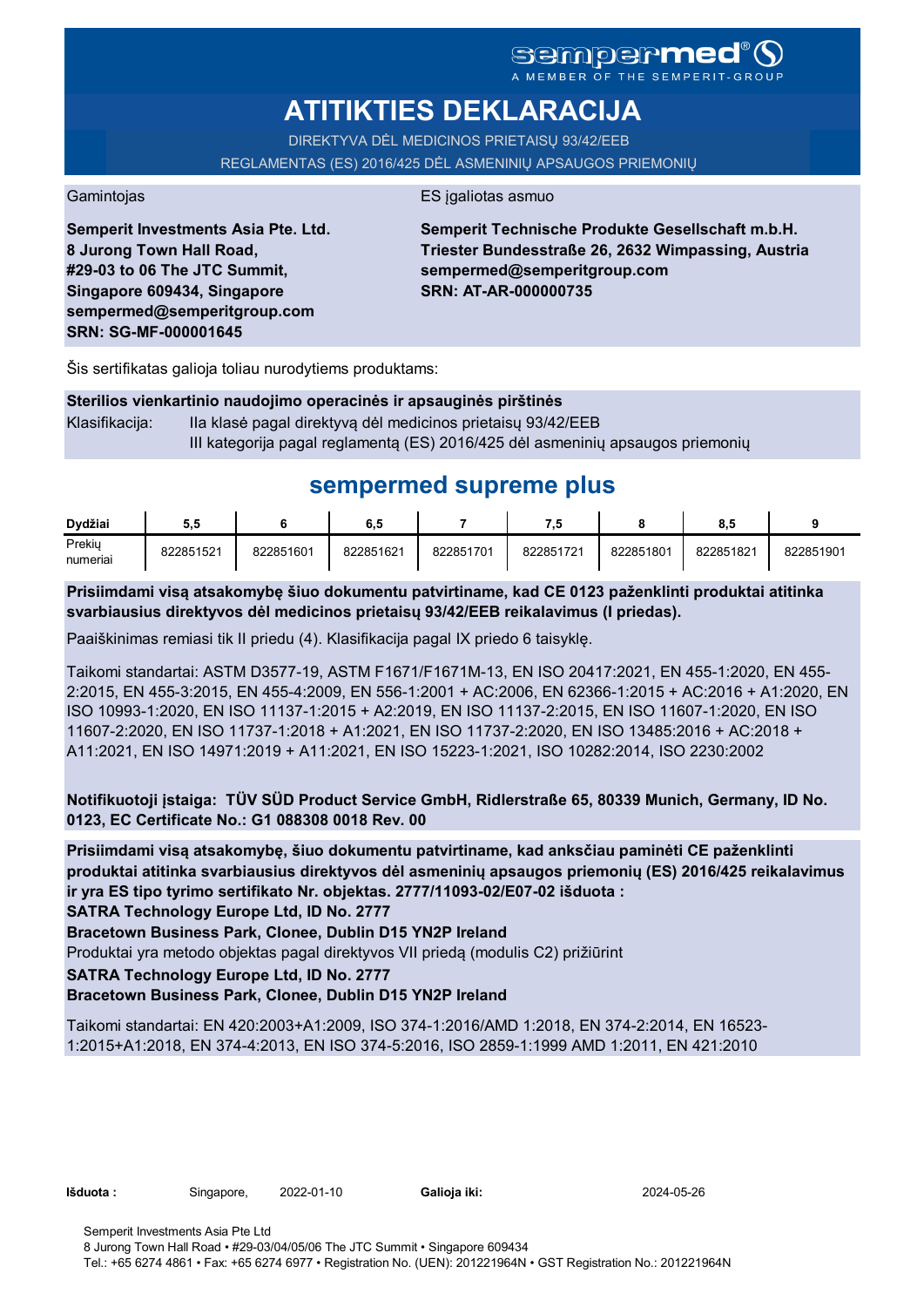sempermed®

A MEMBER OF THE SEMPERIT-GROUP

# ATITIKTIES DEKLARACIJA

DIREKTYVA DĖL MEDICINOS PRIETAISŲ 93/42/EEB

REGLAMENTAS (ES) 2016/425 DĖL ASMENINIŲ APSAUGOS PRIEMONIŲ

Gamintojas

**Semperit Investments Asia Pte. Ltd.**
**8 Jurong Town Hall Road,**
**#29-03 to 06 The JTC Summit,**
**Singapore 609434, Singapore**
**sempermed@semperitgroup.com**
**SRN: SG-MF-000001645**

ES įgaliotas asmuo

**Semperit Technische Produkte Gesellschaft m.b.H.**
**Triester Bundesstraße 26, 2632 Wimpassing, Austria**
**sempermed@semperitgroup.com**
**SRN: AT-AR-000000735**

Šis sertifikatas galioja toliau nurodytiems produktams:

**Sterilios vienkartinio naudojimo operacinės ir apsauginės pirštinės**

Klasifikacija: IIa klasė pagal direktyvą dėl medicinos prietaisų 93/42/EEB
III kategorija pagal reglamentą (ES) 2016/425 dėl asmeninių apsaugos priemonių

## sempermed supreme plus

| Dydžiai | 5,5 | 6 | 6,5 | 7 | 7,5 | 8 | 8,5 | 9 |
|---|---|---|---|---|---|---|---|---|
| Prekių numeriai | 822851521 | 822851601 | 822851621 | 822851701 | 822851721 | 822851801 | 822851821 | 822851901 |

**Prisiimdami visą atsakomybę šiuo dokumentu patvirtiname, kad CE 0123 paženklinti produktai atitinka svarbiausius direktyvos dėl medicinos prietaisų 93/42/EEB reikalavimus (I priedas).**

Paaiškinimas remiasi tik II priedu (4). Klasifikacija pagal IX priedo 6 taisyklę.

Taikomi standartai: ASTM D3577-19, ASTM F1671/F1671M-13, EN ISO 20417:2021, EN 455-1:2020, EN 455-2:2015, EN 455-3:2015, EN 455-4:2009, EN 556-1:2001 + AC:2006, EN 62366-1:2015 + AC:2016 + A1:2020, EN ISO 10993-1:2020, EN ISO 11137-1:2015 + A2:2019, EN ISO 11137-2:2015, EN ISO 11607-1:2020, EN ISO 11607-2:2020, EN ISO 11737-1:2018 + A1:2021, EN ISO 11737-2:2020, EN ISO 13485:2016 + AC:2018 + A11:2021, EN ISO 14971:2019 + A11:2021, EN ISO 15223-1:2021, ISO 10282:2014, ISO 2230:2002

**Notifikuotoji įstaiga: TÜV SÜD Product Service GmbH, Ridlerstraße 65, 80339 Munich, Germany, ID No. 0123, EC Certificate No.: G1 088308 0018 Rev. 00**

**Prisiimdami visą atsakomybę, šiuo dokumentu patvirtiname, kad anksčiau paminėti CE paženklinti produktai atitinka svarbiausius direktyvos dėl asmeninių apsaugos priemonių (ES) 2016/425 reikalavimus ir yra ES tipo tyrimo sertifikato Nr. objektas. 2777/11093-02/E07-02 išduota :**
**SATRA Technology Europe Ltd, ID No. 2777**
**Bracetown Business Park, Clonee, Dublin D15 YN2P Ireland**
Produktai yra metodo objektas pagal direktyvos VII priedą (modulis C2) prižiūrint
**SATRA Technology Europe Ltd, ID No. 2777**
**Bracetown Business Park, Clonee, Dublin D15 YN2P Ireland**

Taikomi standartai: EN 420:2003+A1:2009, ISO 374-1:2016/AMD 1:2018, EN 374-2:2014, EN 16523-1:2015+A1:2018, EN 374-4:2013, EN ISO 374-5:2016, ISO 2859-1:1999 AMD 1:2011, EN 421:2010

**Išduota :** Singapore, 2022-01-10 **Galioja iki:** 2024-05-26

Semperit Investments Asia Pte Ltd
8 Jurong Town Hall Road • #29-03/04/05/06 The JTC Summit • Singapore 609434
Tel.: +65 6274 4861 • Fax: +65 6274 6977 • Registration No. (UEN): 201221964N • GST Registration No.: 201221964N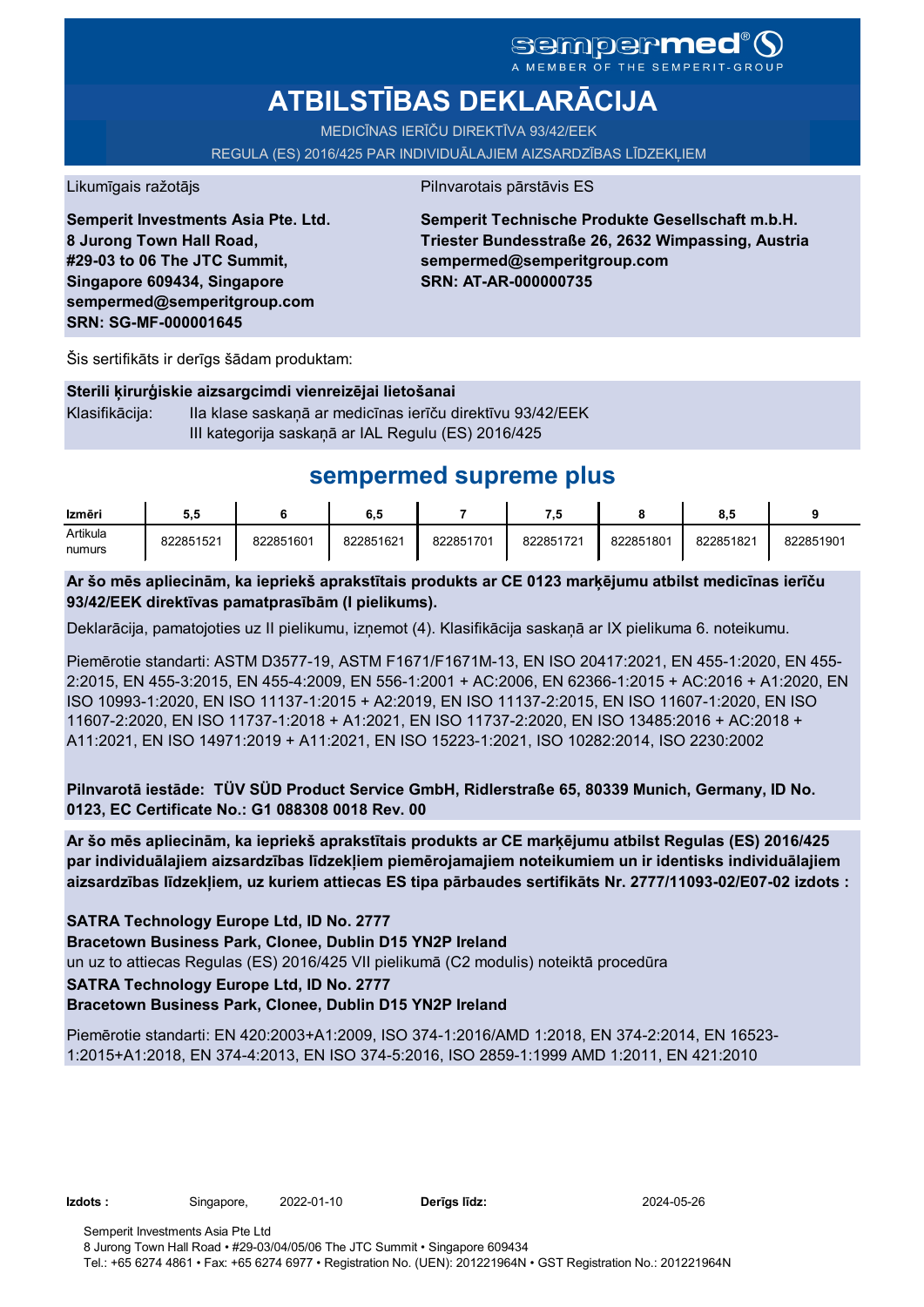sempermed®
A MEMBER OF THE SEMPERIT-GROUP

# ATBILSTĪBAS DEKLARĀCIJA

MEDICĪNAS IERĪČU DIREKTĪVA 93/42/EEK

REGULA (ES) 2016/425 PAR INDIVIDUĀLAJIEM AIZSARDZĪBAS LĪDZEKĻIEM

Likumīgais ražotājs

**Semperit Investments Asia Pte. Ltd.**
**8 Jurong Town Hall Road,**
**#29-03 to 06 The JTC Summit,**
**Singapore 609434, Singapore**
**sempermed@semperitgroup.com**
**SRN: SG-MF-000001645**

Pilnvarotais pārstāvis ES

**Semperit Technische Produkte Gesellschaft m.b.H.**
**Triester Bundesstraße 26, 2632 Wimpassing, Austria**
**sempermed@semperitgroup.com**
**SRN: AT-AR-000000735**

Šis sertifikāts ir derīgs šādam produktam:

**Sterili ķirurģiskie aizsargcimdi vienreizējai lietošanai**

Klasifikācija: IIa klase saskaņā ar medicīnas ierīču direktīvu 93/42/EEK
III kategorija saskaņā ar IAL Regulu (ES) 2016/425

## sempermed supreme plus

| Izmēri | 5,5 | 6 | 6,5 | 7 | 7,5 | 8 | 8,5 | 9 |
|---|---|---|---|---|---|---|---|---|
| Artikula numurs | 822851521 | 822851601 | 822851621 | 822851701 | 822851721 | 822851801 | 822851821 | 822851901 |

**Ar šo mēs apliecinām, ka iepriekš aprakstītais produkts ar CE 0123 marķējumu atbilst medicīnas ierīču 93/42/EEK direktīvas pamatprasībām (I pielikums).**

Deklarācija, pamatojoties uz II pielikumu, izņemot (4). Klasifikācija saskaņā ar IX pielikuma 6. noteikumu.

Piemērotie standarti: ASTM D3577-19, ASTM F1671/F1671M-13, EN ISO 20417:2021, EN 455-1:2020, EN 455-2:2015, EN 455-3:2015, EN 455-4:2009, EN 556-1:2001 + AC:2006, EN 62366-1:2015 + AC:2016 + A1:2020, EN ISO 10993-1:2020, EN ISO 11137-1:2015 + A2:2019, EN ISO 11137-2:2015, EN ISO 11607-1:2020, EN ISO 11607-2:2020, EN ISO 11737-1:2018 + A1:2021, EN ISO 11737-2:2020, EN ISO 13485:2016 + AC:2018 + A11:2021, EN ISO 14971:2019 + A11:2021, EN ISO 15223-1:2021, ISO 10282:2014, ISO 2230:2002

**Pilnvarotā iestāde: TÜV SÜD Product Service GmbH, Ridlerstraße 65, 80339 Munich, Germany, ID No. 0123, EC Certificate No.: G1 088308 0018 Rev. 00**

**Ar šo mēs apliecinām, ka iepriekš aprakstītais produkts ar CE marķējumu atbilst Regulas (ES) 2016/425 par individuālajiem aizsardzības līdzekļiem piemērojamajiem noteikumiem un ir identisks individuālajiem aizsardzības līdzekļiem, uz kuriem attiecas ES tipa pārbaudes sertifikāts Nr. 2777/11093-02/E07-02 izdots :**

**SATRA Technology Europe Ltd, ID No. 2777**
**Bracetown Business Park, Clonee, Dublin D15 YN2P Ireland**
un uz to attiecas Regulas (ES) 2016/425 VII pielikumā (C2 modulis) noteiktā procedūra
**SATRA Technology Europe Ltd, ID No. 2777**
**Bracetown Business Park, Clonee, Dublin D15 YN2P Ireland**

Piemērotie standarti: EN 420:2003+A1:2009, ISO 374-1:2016/AMD 1:2018, EN 374-2:2014, EN 16523-1:2015+A1:2018, EN 374-4:2013, EN ISO 374-5:2016, ISO 2859-1:1999 AMD 1:2011, EN 421:2010

**Izdots :** Singapore, 2022-01-10 **Derīgs līdz:** 2024-05-26

Semperit Investments Asia Pte Ltd
8 Jurong Town Hall Road • #29-03/04/05/06 The JTC Summit • Singapore 609434
Tel.: +65 6274 4861 • Fax: +65 6274 6977 • Registration No. (UEN): 201221964N • GST Registration No.: 201221964N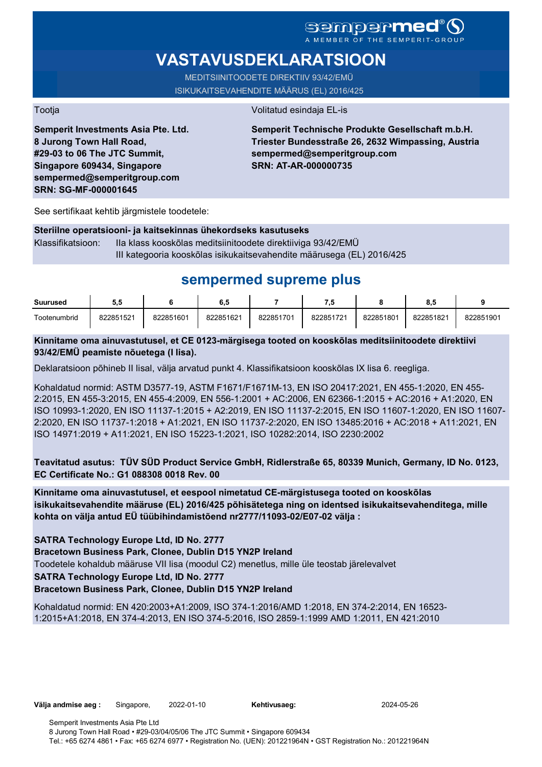sempermed®
A MEMBER OF THE SEMPERIT-GROUP

# VASTAVUSDEKLARATSIOON

MEDITSIINITOODETE DIREKTIIV 93/42/EMÜ
ISIKUKAITSEVAHENDITE MÄÄRUS (EL) 2016/425

Tootja

**Semperit Investments Asia Pte. Ltd.**
**8 Jurong Town Hall Road,**
**#29-03 to 06 The JTC Summit,**
**Singapore 609434, Singapore**
**sempermed@semperitgroup.com**
**SRN: SG-MF-000001645**

Volitatud esindaja EL-is

**Semperit Technische Produkte Gesellschaft m.b.H.**
**Triester Bundesstraße 26, 2632 Wimpassing, Austria**
**sempermed@semperitgroup.com**
**SRN: AT-AR-000000735**

See sertifikaat kehtib järgmistele toodetele:

**Steriilne operatsiooni- ja kaitsekinnas ühekordseks kasutuseks**

Klassifikatsioon: IIa klass kooskõlas meditsiinitoodete direktiiviga 93/42/EMÜ
III kategooria kooskõlas isikukaitsevahendite määrusega (EL) 2016/425

## sempermed supreme plus

| Suurused | 5,5 | 6 | 6,5 | 7 | 7,5 | 8 | 8,5 | 9 |
|---|---|---|---|---|---|---|---|---|
| Tootenumbrid | 822851521 | 822851601 | 822851621 | 822851701 | 822851721 | 822851801 | 822851821 | 822851901 |

**Kinnitame oma ainuvastutusel, et CE 0123-märgisega tooted on kooskõlas meditsiinitoodete direktiivi 93/42/EMÜ peamiste nõuetega (I lisa).**

Deklaratsioon põhineb II lisal, välja arvatud punkt 4. Klassifikatsioon kooskõlas IX lisa 6. reegliga.

Kohaldatud normid: ASTM D3577-19, ASTM F1671/F1671M-13, EN ISO 20417:2021, EN 455-1:2020, EN 455-2:2015, EN 455-3:2015, EN 455-4:2009, EN 556-1:2001 + AC:2006, EN 62366-1:2015 + AC:2016 + A1:2020, EN ISO 10993-1:2020, EN ISO 11137-1:2015 + A2:2019, EN ISO 11137-2:2015, EN ISO 11607-1:2020, EN ISO 11607-2:2020, EN ISO 11737-1:2018 + A1:2021, EN ISO 11737-2:2020, EN ISO 13485:2016 + AC:2018 + A11:2021, EN ISO 14971:2019 + A11:2021, EN ISO 15223-1:2021, ISO 10282:2014, ISO 2230:2002

**Teavitatud asutus: TÜV SÜD Product Service GmbH, Ridlerstraße 65, 80339 Munich, Germany, ID No. 0123, EC Certificate No.: G1 088308 0018 Rev. 00**

**Kinnitame oma ainuvastutusel, et eespool nimetatud CE-märgistusega tooted on kooskõlas isikukaitsevahendite määruse (EL) 2016/425 põhisätetega ning on identsed isikukaitsevahenditega, mille kohta on välja antud EÜ tüübihindamistõend nr2777/11093-02/E07-02 välja :**

**SATRA Technology Europe Ltd, ID No. 2777**
**Bracetown Business Park, Clonee, Dublin D15 YN2P Ireland**
Toodetele kohaldub määruse VII lisa (moodul C2) menetlus, mille üle teostab järelevalvet
**SATRA Technology Europe Ltd, ID No. 2777**
**Bracetown Business Park, Clonee, Dublin D15 YN2P Ireland**

Kohaldatud normid: EN 420:2003+A1:2009, ISO 374-1:2016/AMD 1:2018, EN 374-2:2014, EN 16523-1:2015+A1:2018, EN 374-4:2013, EN ISO 374-5:2016, ISO 2859-1:1999 AMD 1:2011, EN 421:2010

**Välja andmise aeg :** Singapore, 2022-01-10 **Kehtivusaeg:** 2024-05-26

Semperit Investments Asia Pte Ltd
8 Jurong Town Hall Road • #29-03/04/05/06 The JTC Summit • Singapore 609434
Tel.: +65 6274 4861 • Fax: +65 6274 6977 • Registration No. (UEN): 201221964N • GST Registration No.: 201221964N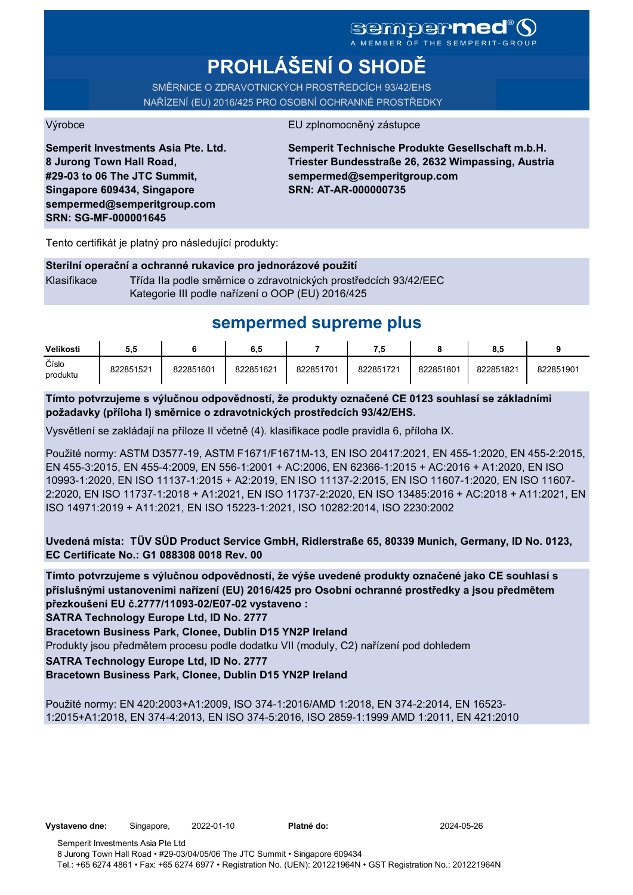sempermed®
A MEMBER OF THE SEMPERIT-GROUP

# PROHLÁŠENÍ O SHODĚ

SMĚRNICE O ZDRAVOTNICKÝCH PROSTŘEDCÍCH 93/42/EHS
NAŘÍZENÍ (EU) 2016/425 PRO OSOBNÍ OCHRANNÉ PROSTŘEDKY

Výrobce

**Semperit Investments Asia Pte. Ltd.**
**8 Jurong Town Hall Road,**
**#29-03 to 06 The JTC Summit,**
**Singapore 609434, Singapore**
**sempermed@semperitgroup.com**
**SRN: SG-MF-000001645**

EU zplnomocněný zástupce

**Semperit Technische Produkte Gesellschaft m.b.H.**
**Triester Bundesstraße 26, 2632 Wimpassing, Austria**
**sempermed@semperitgroup.com**
**SRN: AT-AR-000000735**

Tento certifikát je platný pro následující produkty:

**Sterilní operační a ochranné rukavice pro jednorázové použití**

Klasifikace: Třída IIa podle směrnice o zdravotnických prostředcích 93/42/EEC
Kategorie III podle nařízení o OOP (EU) 2016/425

## sempermed supreme plus

| Velikosti | 5,5 | 6 | 6,5 | 7 | 7,5 | 8 | 8,5 | 9 |
|---|---|---|---|---|---|---|---|---|
| Číslo produktu | 822851521 | 822851601 | 822851621 | 822851701 | 822851721 | 822851801 | 822851821 | 822851901 |

**Tímto potvrzujeme s výlučnou odpovědností, že produkty označené CE 0123 souhlasí se základními požadavky (příloha I) směrnice o zdravotnických prostředcích 93/42/EHS.**

Vysvětlení se zakládají na příloze II včetně (4). klasifikace podle pravidla 6, příloha IX.

Použité normy: ASTM D3577-19, ASTM F1671/F1671M-13, EN ISO 20417:2021, EN 455-1:2020, EN 455-2:2015, EN 455-3:2015, EN 455-4:2009, EN 556-1:2001 + AC:2006, EN 62366-1:2015 + AC:2016 + A1:2020, EN ISO 10993-1:2020, EN ISO 11137-1:2015 + A2:2019, EN ISO 11137-2:2015, EN ISO 11607-1:2020, EN ISO 11607-2:2020, EN ISO 11737-1:2018 + A1:2021, EN ISO 11737-2:2020, EN ISO 13485:2016 + AC:2018 + A11:2021, EN ISO 14971:2019 + A11:2021, EN ISO 15223-1:2021, ISO 10282:2014, ISO 2230:2002

**Uvedená místa: TÜV SÜD Product Service GmbH, Ridlerstraße 65, 80339 Munich, Germany, ID No. 0123, EC Certificate No.: G1 088308 0018 Rev. 00**

**Tímto potvrzujeme s výlučnou odpovědností, že výše uvedené produkty označené jako CE souhlasí s příslušnými ustanoveními nařízení (EU) 2016/425 pro Osobní ochranné prostředky a jsou předmětem přezkoušení EU č.2777/11093-02/E07-02 vystaveno :**
**SATRA Technology Europe Ltd, ID No. 2777**
**Bracetown Business Park, Clonee, Dublin D15 YN2P Ireland**
Produkty jsou předmětem procesu podle dodatku VII (moduly, C2) nařízení pod dohledem
**SATRA Technology Europe Ltd, ID No. 2777**
**Bracetown Business Park, Clonee, Dublin D15 YN2P Ireland**

Použité normy: EN 420:2003+A1:2009, ISO 374-1:2016/AMD 1:2018, EN 374-2:2014, EN 16523-1:2015+A1:2018, EN 374-4:2013, EN ISO 374-5:2016, ISO 2859-1:1999 AMD 1:2011, EN 421:2010

**Vystaveno dne:** Singapore, 2022-01-10 **Platné do:** 2024-05-26

Semperit Investments Asia Pte Ltd
8 Jurong Town Hall Road • #29-03/04/05/06 The JTC Summit • Singapore 609434
Tel.: +65 6274 4861 • Fax: +65 6274 6977 • Registration No. (UEN): 201221964N • GST Registration No.: 201221964N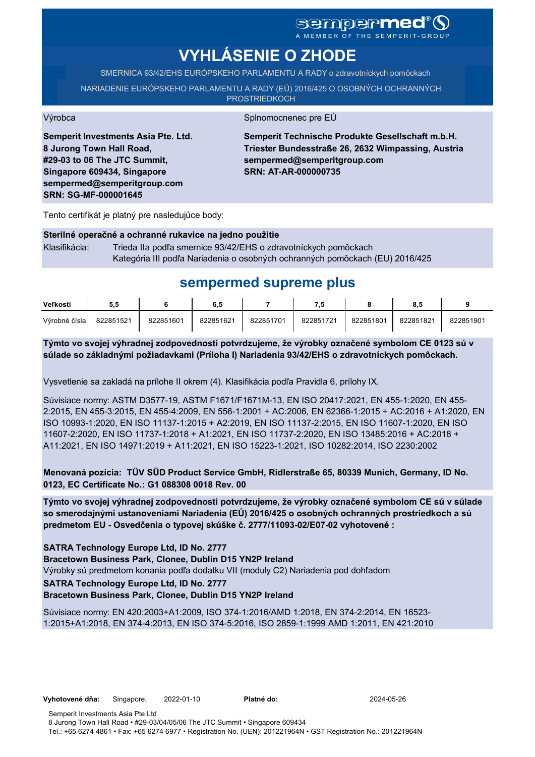sempermed®
A MEMBER OF THE SEMPERIT-GROUP

# VYHLÁSENIE O ZHODE

SMERNICA 93/42/EHS EURÓPSKEHO PARLAMENTU A RADY o zdravotníckych pomôckach

NARIADENIE EURÓPSKEHO PARLAMENTU A RADY (EÚ) 2016/425 O OSOBNÝCH OCHRANNÝCH PROSTRIEDKOCH

Výrobca

**Semperit Investments Asia Pte. Ltd.**
**8 Jurong Town Hall Road,**
**#29-03 to 06 The JTC Summit,**
**Singapore 609434, Singapore**
**sempermed@semperitgroup.com**
**SRN: SG-MF-000001645**

Splnomocnenec pre EÚ

**Semperit Technische Produkte Gesellschaft m.b.H.**
**Triester Bundesstraße 26, 2632 Wimpassing, Austria**
**sempermed@semperitgroup.com**
**SRN: AT-AR-000000735**

Tento certifikát je platný pre nasledujúce body:

**Sterilné operačné a ochranné rukavice na jedno použitie**

Klasifikácia: Trieda IIa podľa smernice 93/42/EHS o zdravotníckych pomôckach
Kategória III podľa Nariadenia o osobných ochranných pomôckach (EU) 2016/425

## sempermed supreme plus

| Veľkosti | 5,5 | 6 | 6,5 | 7 | 7,5 | 8 | 8,5 | 9 |
|---|---|---|---|---|---|---|---|---|
| Výrobné čísla | 822851521 | 822851601 | 822851621 | 822851701 | 822851721 | 822851801 | 822851821 | 822851901 |

**Týmto vo svojej výhradnej zodpovednosti potvrdzujeme, že výrobky označené symbolom CE 0123 sú v súlade so základnými požiadavkami (Príloha I) Nariadenia 93/42/EHS o zdravotníckych pomôckach.**

Vysvetlenie sa zakladá na prílohe II okrem (4). Klasifikácia podľa Pravidla 6, prílohy IX.

Súvisiace normy: ASTM D3577-19, ASTM F1671/F1671M-13, EN ISO 20417:2021, EN 455-1:2020, EN 455-2:2015, EN 455-3:2015, EN 455-4:2009, EN 556-1:2001 + AC:2006, EN 62366-1:2015 + AC:2016 + A1:2020, EN ISO 10993-1:2020, EN ISO 11137-1:2015 + A2:2019, EN ISO 11137-2:2015, EN ISO 11607-1:2020, EN ISO 11607-2:2020, EN ISO 11737-1:2018 + A1:2021, EN ISO 11737-2:2020, EN ISO 13485:2016 + AC:2018 + A11:2021, EN ISO 14971:2019 + A11:2021, EN ISO 15223-1:2021, ISO 10282:2014, ISO 2230:2002

**Menovaná pozícia: TÜV SÜD Product Service GmbH, Ridlerstraße 65, 80339 Munich, Germany, ID No. 0123, EC Certificate No.: G1 088308 0018 Rev. 00**

**Týmto vo svojej výhradnej zodpovednosti potvrdzujeme, že výrobky označené symbolom CE sú v súlade so smerodajnými ustanoveniami Nariadenia (EÚ) 2016/425 o osobných ochranných prostriedkoch a sú predmetom EU - Osvedčenia o typovej skúške č. 2777/11093-02/E07-02 vyhotovené :**

**SATRA Technology Europe Ltd, ID No. 2777**
**Bracetown Business Park, Clonee, Dublin D15 YN2P Ireland**
Výrobky sú predmetom konania podľa dodatku VII (moduly C2) Nariadenia pod dohľadom
**SATRA Technology Europe Ltd, ID No. 2777**
**Bracetown Business Park, Clonee, Dublin D15 YN2P Ireland**

Súvisiace normy: EN 420:2003+A1:2009, ISO 374-1:2016/AMD 1:2018, EN 374-2:2014, EN 16523-1:2015+A1:2018, EN 374-4:2013, EN ISO 374-5:2016, ISO 2859-1:1999 AMD 1:2011, EN 421:2010

**Vyhotovené dňa:** Singapore, 2022-01-10 **Platné do:** 2024-05-26

Semperit Investments Asia Pte Ltd
8 Jurong Town Hall Road • #29-03/04/05/06 The JTC Summit • Singapore 609434
Tel.: +65 6274 4861 • Fax: +65 6274 6977 • Registration No. (UEN): 201221964N • GST Registration No.: 201221964N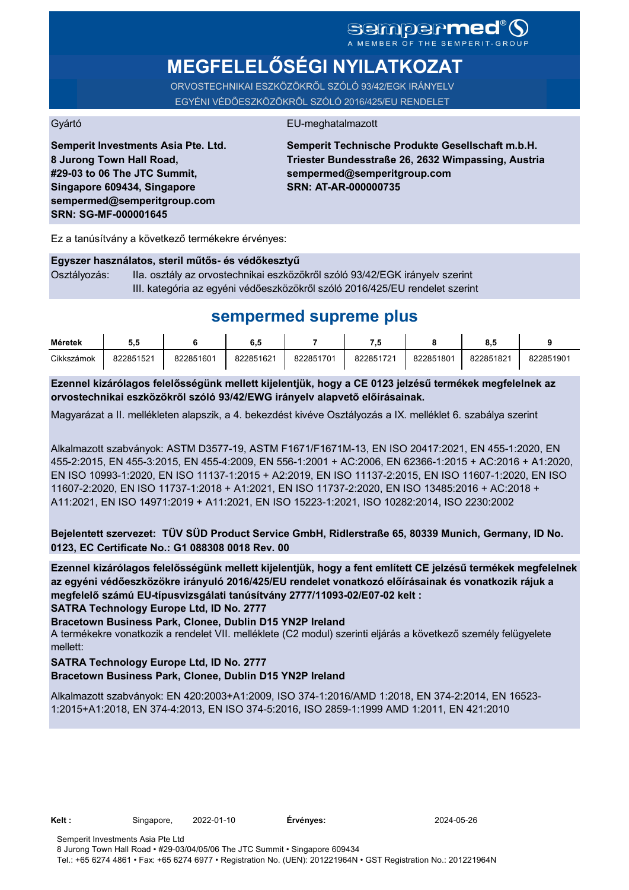sempermed®

A MEMBER OF THE SEMPERIT-GROUP

# MEGFELELŐSÉGI NYILATKOZAT

ORVOSTECHNIKAI ESZKÖZÖKRŐL SZÓLÓ 93/42/EGK IRÁNYELV

EGYÉNI VÉDŐESZKÖZÖKRŐL SZÓLÓ 2016/425/EU RENDELET

Gyártó

**Semperit Investments Asia Pte. Ltd.**
**8 Jurong Town Hall Road,**
**#29-03 to 06 The JTC Summit,**
**Singapore 609434, Singapore**
**sempermed@semperitgroup.com**
**SRN: SG-MF-000001645**

EU-meghatalmazott

**Semperit Technische Produkte Gesellschaft m.b.H.**
**Triester Bundesstraße 26, 2632 Wimpassing, Austria**
**sempermed@semperitgroup.com**
**SRN: AT-AR-000000735**

Ez a tanúsítvány a következő termékekre érvényes:

**Egyszer használatos, steril műtős- és védőkesztyű**

Osztályozás: IIa. osztály az orvostechnikai eszközökről szóló 93/42/EGK irányelv szerint
III. kategória az egyéni védőeszközökről szóló 2016/425/EU rendelet szerint

## sempermed supreme plus

| Méretek | 5,5 | 6 | 6,5 | 7 | 7,5 | 8 | 8,5 | 9 |
|---|---|---|---|---|---|---|---|---|
| Cikkszámok | 822851521 | 822851601 | 822851621 | 822851701 | 822851721 | 822851801 | 822851821 | 822851901 |

**Ezennel kizárólagos felelősségünk mellett kijelentjük, hogy a CE 0123 jelzésű termékek megfelelnek az orvostechnikai eszközökről szóló 93/42/EWG irányelv alapvető előírásainak.**

Magyarázat a II. mellékleten alapszik, a 4. bekezdést kivéve Osztályozás a IX. melléklet 6. szabálya szerint

Alkalmazott szabványok: ASTM D3577-19, ASTM F1671/F1671M-13, EN ISO 20417:2021, EN 455-1:2020, EN 455-2:2015, EN 455-3:2015, EN 455-4:2009, EN 556-1:2001 + AC:2006, EN 62366-1:2015 + AC:2016 + A1:2020, EN ISO 10993-1:2020, EN ISO 11137-1:2015 + A2:2019, EN ISO 11137-2:2015, EN ISO 11607-1:2020, EN ISO 11607-2:2020, EN ISO 11737-1:2018 + A1:2021, EN ISO 11737-2:2020, EN ISO 13485:2016 + AC:2018 + A11:2021, EN ISO 14971:2019 + A11:2021, EN ISO 15223-1:2021, ISO 10282:2014, ISO 2230:2002

**Bejelentett szervezet: TÜV SÜD Product Service GmbH, Ridlerstraße 65, 80339 Munich, Germany, ID No. 0123, EC Certificate No.: G1 088308 0018 Rev. 00**

**Ezennel kizárólagos felelősségünk mellett kijelentjük, hogy a fent említett CE jelzésű termékek megfelelnek az egyéni védőeszközökre irányuló 2016/425/EU rendelet vonatkozó előírásainak és vonatkozik rájuk a megfelelő számú EU-típusvizsgálati tanúsítvány 2777/11093-02/E07-02 kelt :**
**SATRA Technology Europe Ltd, ID No. 2777**
**Bracetown Business Park, Clonee, Dublin D15 YN2P Ireland**

A termékekre vonatkozik a rendelet VII. melléklete (C2 modul) szerinti eljárás a következő személy felügyelete mellett:

**SATRA Technology Europe Ltd, ID No. 2777**
**Bracetown Business Park, Clonee, Dublin D15 YN2P Ireland**

Alkalmazott szabványok: EN 420:2003+A1:2009, ISO 374-1:2016/AMD 1:2018, EN 374-2:2014, EN 16523-1:2015+A1:2018, EN 374-4:2013, EN ISO 374-5:2016, ISO 2859-1:1999 AMD 1:2011, EN 421:2010

**Kelt :** Singapore, 2022-01-10 **Érvényes:** 2024-05-26

Semperit Investments Asia Pte Ltd
8 Jurong Town Hall Road • #29-03/04/05/06 The JTC Summit • Singapore 609434
Tel.: +65 6274 4861 • Fax: +65 6274 6977 • Registration No. (UEN): 201221964N • GST Registration No.: 201221964N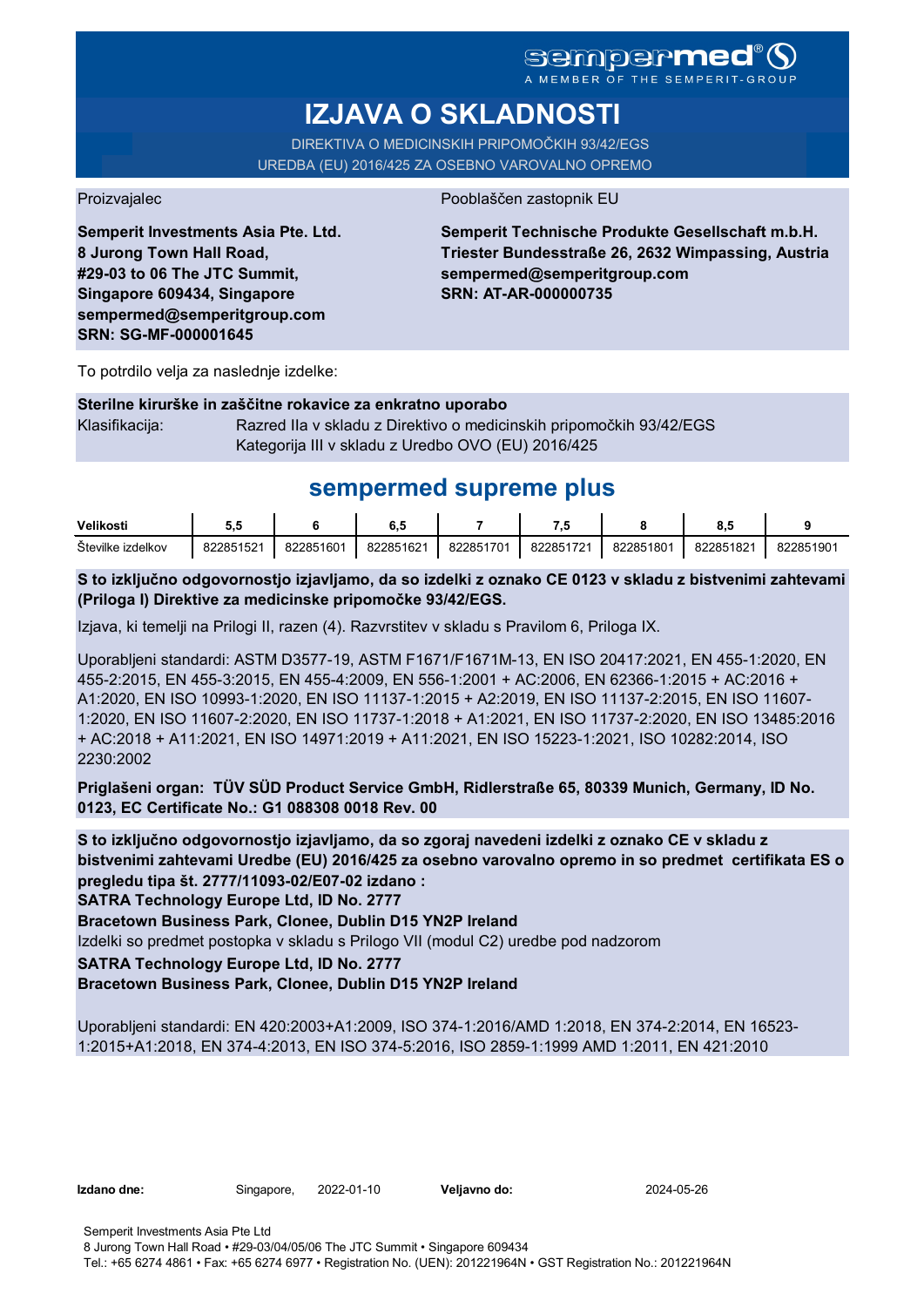sempermed®
A MEMBER OF THE SEMPERIT-GROUP

# IZJAVA O SKLADNOSTI

DIREKTIVA O MEDICINSKIH PRIPOMOČKIH 93/42/EGS
UREDBA (EU) 2016/425 ZA OSEBNO VAROVALNO OPREMO

Proizvajalec

**Semperit Investments Asia Pte. Ltd.**
**8 Jurong Town Hall Road,**
**#29-03 to 06 The JTC Summit,**
**Singapore 609434, Singapore**
**sempermed@semperitgroup.com**
**SRN: SG-MF-000001645**

Pooblaščen zastopnik EU

**Semperit Technische Produkte Gesellschaft m.b.H.**
**Triester Bundesstraße 26, 2632 Wimpassing, Austria**
**sempermed@semperitgroup.com**
**SRN: AT-AR-000000735**

To potrdilo velja za naslednje izdelke:

**Sterilne kirurške in zaščitne rokavice za enkratno uporabo**

Klasifikacija: Razred IIa v skladu z Direktivo o medicinskih pripomočkih 93/42/EGS
Kategorija III v skladu z Uredbo OVO (EU) 2016/425

## sempermed supreme plus

| Velikosti | 5,5 | 6 | 6,5 | 7 | 7,5 | 8 | 8,5 | 9 |
|---|---|---|---|---|---|---|---|---|
| Številke izdelkov | 822851521 | 822851601 | 822851621 | 822851701 | 822851721 | 822851801 | 822851821 | 822851901 |

**S to izključno odgovornostjo izjavljamo, da so izdelki z oznako CE 0123 v skladu z bistvenimi zahtevami (Priloga I) Direktive za medicinske pripomočke 93/42/EGS.**

Izjava, ki temelji na Prilogi II, razen (4). Razvrstitev v skladu s Pravilom 6, Priloga IX.

Uporabljeni standardi: ASTM D3577-19, ASTM F1671/F1671M-13, EN ISO 20417:2021, EN 455-1:2020, EN 455-2:2015, EN 455-3:2015, EN 455-4:2009, EN 556-1:2001 + AC:2006, EN 62366-1:2015 + AC:2016 + A1:2020, EN ISO 10993-1:2020, EN ISO 11137-1:2015 + A2:2019, EN ISO 11137-2:2015, EN ISO 11607-1:2020, EN ISO 11607-2:2020, EN ISO 11737-1:2018 + A1:2021, EN ISO 11737-2:2020, EN ISO 13485:2016 + AC:2018 + A11:2021, EN ISO 14971:2019 + A11:2021, EN ISO 15223-1:2021, ISO 10282:2014, ISO 2230:2002

**Priglašeni organ: TÜV SÜD Product Service GmbH, Ridlerstraße 65, 80339 Munich, Germany, ID No. 0123, EC Certificate No.: G1 088308 0018 Rev. 00**

**S to izključno odgovornostjo izjavljamo, da so zgoraj navedeni izdelki z oznako CE v skladu z bistvenimi zahtevami Uredbe (EU) 2016/425 za osebno varovalno opremo in so predmet certifikata ES o pregledu tipa št. 2777/11093-02/E07-02 izdano :**
**SATRA Technology Europe Ltd, ID No. 2777**
**Bracetown Business Park, Clonee, Dublin D15 YN2P Ireland**
Izdelki so predmet postopka v skladu s Prilogo VII (modul C2) uredbe pod nadzorom
**SATRA Technology Europe Ltd, ID No. 2777**
**Bracetown Business Park, Clonee, Dublin D15 YN2P Ireland**

Uporabljeni standardi: EN 420:2003+A1:2009, ISO 374-1:2016/AMD 1:2018, EN 374-2:2014, EN 16523-1:2015+A1:2018, EN 374-4:2013, EN ISO 374-5:2016, ISO 2859-1:1999 AMD 1:2011, EN 421:2010

**Izdano dne:** Singapore, 2022-01-10 **Veljavno do:** 2024-05-26

Semperit Investments Asia Pte Ltd
8 Jurong Town Hall Road • #29-03/04/05/06 The JTC Summit • Singapore 609434
Tel.: +65 6274 4861 • Fax: +65 6274 6977 • Registration No. (UEN): 201221964N • GST Registration No.: 201221964N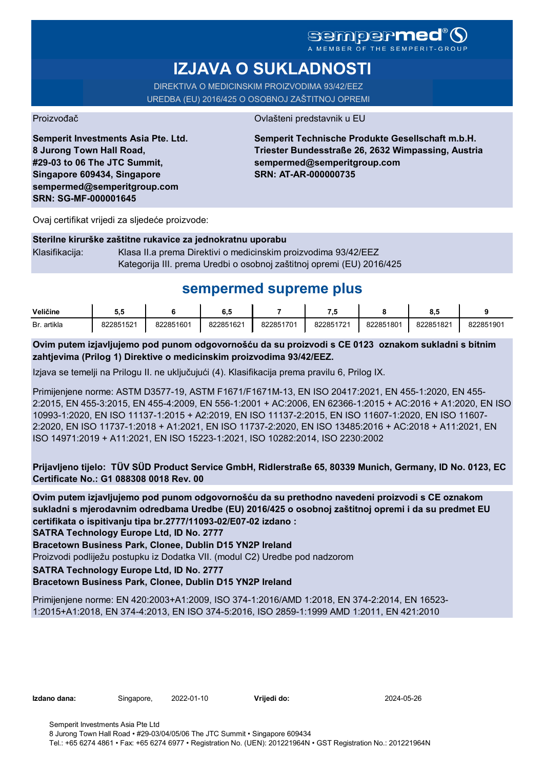sempermed®
A MEMBER OF THE SEMPERIT-GROUP

# IZJAVA O SUKLADNOSTI

DIREKTIVA O MEDICINSKIM PROIZVODIMA 93/42/EEZ
UREDBA (EU) 2016/425 O OSOBNOJ ZAŠTITNOJ OPREMI

Proizvođač

**Semperit Investments Asia Pte. Ltd.**
**8 Jurong Town Hall Road,**
**#29-03 to 06 The JTC Summit,**
**Singapore 609434, Singapore**
**sempermed@semperitgroup.com**
**SRN: SG-MF-000001645**

Ovlašteni predstavnik u EU

**Semperit Technische Produkte Gesellschaft m.b.H.**
**Triester Bundesstraße 26, 2632 Wimpassing, Austria**
**sempermed@semperitgroup.com**
**SRN: AT-AR-000000735**

Ovaj certifikat vrijedi za sljedeće proizvode:

**Sterilne kirurške zaštitne rukavice za jednokratnu uporabu**

Klasifikacija: Klasa II.a prema Direktivi o medicinskim proizvodima 93/42/EEZ
Kategorija III. prema Uredbi o osobnoj zaštitnoj opremi (EU) 2016/425

## sempermed supreme plus

| Veličine | 5,5 | 6 | 6,5 | 7 | 7,5 | 8 | 8,5 | 9 |
|---|---|---|---|---|---|---|---|---|
| Br. artikla | 822851521 | 822851601 | 822851621 | 822851701 | 822851721 | 822851801 | 822851821 | 822851901 |

**Ovim putem izjavljujemo pod punom odgovornošću da su proizvodi s CE 0123 oznakom sukladni s bitnim zahtjevima (Prilog 1) Direktive o medicinskim proizvodima 93/42/EEZ.**

Izjava se temelji na Prilogu II. ne uključujući (4). Klasifikacija prema pravilu 6, Prilog IX.

Primijenjene norme: ASTM D3577-19, ASTM F1671/F1671M-13, EN ISO 20417:2021, EN 455-1:2020, EN 455-2:2015, EN 455-3:2015, EN 455-4:2009, EN 556-1:2001 + AC:2006, EN 62366-1:2015 + AC:2016 + A1:2020, EN ISO 10993-1:2020, EN ISO 11137-1:2015 + A2:2019, EN ISO 11137-2:2015, EN ISO 11607-1:2020, EN ISO 11607-2:2020, EN ISO 11737-1:2018 + A1:2021, EN ISO 11737-2:2020, EN ISO 13485:2016 + AC:2018 + A11:2021, EN ISO 14971:2019 + A11:2021, EN ISO 15223-1:2021, ISO 10282:2014, ISO 2230:2002

**Prijavljeno tijelo: TÜV SÜD Product Service GmbH, Ridlerstraße 65, 80339 Munich, Germany, ID No. 0123, EC Certificate No.: G1 088308 0018 Rev. 00**

**Ovim putem izjavljujemo pod punom odgovornošću da su prethodno navedeni proizvodi s CE oznakom sukladni s mjerodavnim odredbama Uredbe (EU) 2016/425 o osobnoj zaštitnoj opremi i da su predmet EU certifikata o ispitivanju tipa br.2777/11093-02/E07-02 izdano :**
**SATRA Technology Europe Ltd, ID No. 2777**
**Bracetown Business Park, Clonee, Dublin D15 YN2P Ireland**

Proizvodi podliježu postupku iz Dodatka VII. (modul C2) Uredbe pod nadzorom

**SATRA Technology Europe Ltd, ID No. 2777**
**Bracetown Business Park, Clonee, Dublin D15 YN2P Ireland**

Primijenjene norme: EN 420:2003+A1:2009, ISO 374-1:2016/AMD 1:2018, EN 374-2:2014, EN 16523-1:2015+A1:2018, EN 374-4:2013, EN ISO 374-5:2016, ISO 2859-1:1999 AMD 1:2011, EN 421:2010

**Izdano dana:** Singapore, 2022-01-10 **Vrijedi do:** 2024-05-26

Semperit Investments Asia Pte Ltd
8 Jurong Town Hall Road • #29-03/04/05/06 The JTC Summit • Singapore 609434
Tel.: +65 6274 4861 • Fax: +65 6274 6977 • Registration No. (UEN): 201221964N • GST Registration No.: 201221964N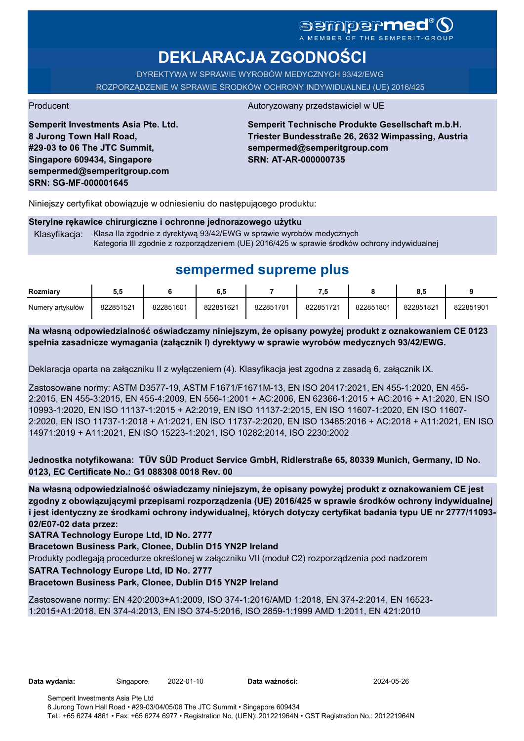sempermed® A MEMBER OF THE SEMPERIT-GROUP

# DEKLARACJA ZGODNOŚCI

DYREKTYWA W SPRAWIE WYROBÓW MEDYCZNYCH 93/42/EWG
ROZPORZĄDZENIE W SPRAWIE ŚRODKÓW OCHRONY INDYWIDUALNEJ (UE) 2016/425

Producent

**Semperit Investments Asia Pte. Ltd.**
**8 Jurong Town Hall Road,**
**#29-03 to 06 The JTC Summit,**
**Singapore 609434, Singapore**
**sempermed@semperitgroup.com**
**SRN: SG-MF-000001645**

Autoryzowany przedstawiciel w UE

**Semperit Technische Produkte Gesellschaft m.b.H.**
**Triester Bundesstraße 26, 2632 Wimpassing, Austria**
**sempermed@semperitgroup.com**
**SRN: AT-AR-000000735**

Niniejszy certyfikat obowiązuje w odniesieniu do następującego produktu:

**Sterylne rękawice chirurgiczne i ochronne jednorazowego użytku**

Klasyfikacja: Klasa IIa zgodnie z dyrektywą 93/42/EWG w sprawie wyrobów medycznych
Kategoria III zgodnie z rozporządzeniem (UE) 2016/425 w sprawie środków ochrony indywidualnej

## sempermed supreme plus

| Rozmiary | 5,5 | 6 | 6,5 | 7 | 7,5 | 8 | 8,5 | 9 |
|---|---|---|---|---|---|---|---|---|
| Numery artykułów | 822851521 | 822851601 | 822851621 | 822851701 | 822851721 | 822851801 | 822851821 | 822851901 |

**Na własną odpowiedzialność oświadczamy niniejszym, że opisany powyżej produkt z oznakowaniem CE 0123 spełnia zasadnicze wymagania (załącznik I) dyrektywy w sprawie wyrobów medycznych 93/42/EWG.**

Deklaracja oparta na załączniku II z wyłączeniem (4). Klasyfikacja jest zgodna z zasadą 6, załącznik IX.

Zastosowane normy: ASTM D3577-19, ASTM F1671/F1671M-13, EN ISO 20417:2021, EN 455-1:2020, EN 455-2:2015, EN 455-3:2015, EN 455-4:2009, EN 556-1:2001 + AC:2006, EN 62366-1:2015 + AC:2016 + A1:2020, EN ISO 10993-1:2020, EN ISO 11137-1:2015 + A2:2019, EN ISO 11137-2:2015, EN ISO 11607-1:2020, EN ISO 11607-2:2020, EN ISO 11737-1:2018 + A1:2021, EN ISO 11737-2:2020, EN ISO 13485:2016 + AC:2018 + A11:2021, EN ISO 14971:2019 + A11:2021, EN ISO 15223-1:2021, ISO 10282:2014, ISO 2230:2002

**Jednostka notyfikowana: TÜV SÜD Product Service GmbH, Ridlerstraße 65, 80339 Munich, Germany, ID No. 0123, EC Certificate No.: G1 088308 0018 Rev. 00**

**Na własną odpowiedzialność oświadczamy niniejszym, że opisany powyżej produkt z oznakowaniem CE jest zgodny z obowiązującymi przepisami rozporządzenia (UE) 2016/425 w sprawie środków ochrony indywidualnej i jest identyczny ze środkami ochrony indywidualnej, których dotyczy certyfikat badania typu UE nr 2777/11093-02/E07-02 data przez:**
**SATRA Technology Europe Ltd, ID No. 2777**
**Bracetown Business Park, Clonee, Dublin D15 YN2P Ireland**
Produkty podlegają procedurze określonej w załączniku VII (moduł C2) rozporządzenia pod nadzorem
**SATRA Technology Europe Ltd, ID No. 2777**
**Bracetown Business Park, Clonee, Dublin D15 YN2P Ireland**

Zastosowane normy: EN 420:2003+A1:2009, ISO 374-1:2016/AMD 1:2018, EN 374-2:2014, EN 16523-1:2015+A1:2018, EN 374-4:2013, EN ISO 374-5:2016, ISO 2859-1:1999 AMD 1:2011, EN 421:2010

**Data wydania:** Singapore, 2022-01-10 **Data ważności:** 2024-05-26

Semperit Investments Asia Pte Ltd
8 Jurong Town Hall Road • #29-03/04/05/06 The JTC Summit • Singapore 609434
Tel.: +65 6274 4861 • Fax: +65 6274 6977 • Registration No. (UEN): 201221964N • GST Registration No.: 201221964N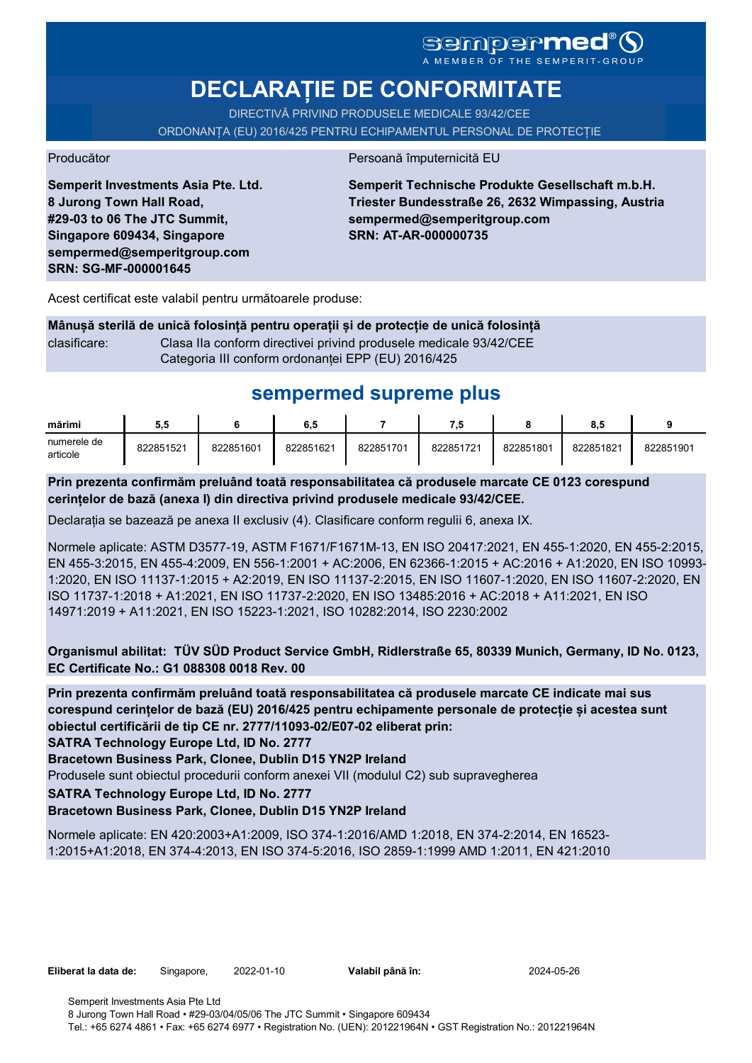sempermed®
A MEMBER OF THE SEMPERIT-GROUP

# DECLARAȚIE DE CONFORMITATE

DIRECTIVĂ PRIVIND PRODUSELE MEDICALE 93/42/CEE
ORDONANȚA (EU) 2016/425 PENTRU ECHIPAMENTUL PERSONAL DE PROTECȚIE

Producător

**Semperit Investments Asia Pte. Ltd.**
**8 Jurong Town Hall Road,**
**#29-03 to 06 The JTC Summit,**
**Singapore 609434, Singapore**
**sempermed@semperitgroup.com**
**SRN: SG-MF-000001645**

Persoană împuternicită EU

**Semperit Technische Produkte Gesellschaft m.b.H.**
**Triester Bundesstraße 26, 2632 Wimpassing, Austria**
**sempermed@semperitgroup.com**
**SRN: AT-AR-000000735**

Acest certificat este valabil pentru următoarele produse:

**Mânușă sterilă de unică folosință pentru operații și de protecție de unică folosință**

clasificare: Clasa IIa conform directivei privind produsele medicale 93/42/CEE
Categoria III conform ordonanței EPP (EU) 2016/425

## sempermed supreme plus

| mărimi | 5,5 | 6 | 6,5 | 7 | 7,5 | 8 | 8,5 | 9 |
|---|---|---|---|---|---|---|---|---|
| numerele de articole | 822851521 | 822851601 | 822851621 | 822851701 | 822851721 | 822851801 | 822851821 | 822851901 |

**Prin prezenta confirmăm preluând toată responsabilitatea că produsele marcate CE 0123 corespund cerințelor de bază (anexa I) din directiva privind produsele medicale 93/42/CEE.**

Declarația se bazează pe anexa II exclusiv (4). Clasificare conform regulii 6, anexa IX.

Normele aplicate: ASTM D3577-19, ASTM F1671/F1671M-13, EN ISO 20417:2021, EN 455-1:2020, EN 455-2:2015, EN 455-3:2015, EN 455-4:2009, EN 556-1:2001 + AC:2006, EN 62366-1:2015 + AC:2016 + A1:2020, EN ISO 10993-1:2020, EN ISO 11137-1:2015 + A2:2019, EN ISO 11137-2:2015, EN ISO 11607-1:2020, EN ISO 11607-2:2020, EN ISO 11737-1:2018 + A1:2021, EN ISO 11737-2:2020, EN ISO 13485:2016 + AC:2018 + A11:2021, EN ISO 14971:2019 + A11:2021, EN ISO 15223-1:2021, ISO 10282:2014, ISO 2230:2002

**Organismul abilitat: TÜV SÜD Product Service GmbH, Ridlerstraße 65, 80339 Munich, Germany, ID No. 0123, EC Certificate No.: G1 088308 0018 Rev. 00**

**Prin prezenta confirmăm preluând toată responsabilitatea că produsele marcate CE indicate mai sus corespund cerințelor de bază (EU) 2016/425 pentru echipamente personale de protecție și acestea sunt obiectul certificării de tip CE nr. 2777/11093-02/E07-02 eliberat prin:**
**SATRA Technology Europe Ltd, ID No. 2777**
**Bracetown Business Park, Clonee, Dublin D15 YN2P Ireland**
Produsele sunt obiectul procedurii conform anexei VII (modulul C2) sub supravegherea
**SATRA Technology Europe Ltd, ID No. 2777**
**Bracetown Business Park, Clonee, Dublin D15 YN2P Ireland**

Normele aplicate: EN 420:2003+A1:2009, ISO 374-1:2016/AMD 1:2018, EN 374-2:2014, EN 16523-1:2015+A1:2018, EN 374-4:2013, EN ISO 374-5:2016, ISO 2859-1:1999 AMD 1:2011, EN 421:2010

**Eliberat la data de:** Singapore, 2022-01-10 **Valabil până în:** 2024-05-26

Semperit Investments Asia Pte Ltd
8 Jurong Town Hall Road • #29-03/04/05/06 The JTC Summit • Singapore 609434
Tel.: +65 6274 4861 • Fax: +65 6274 6977 • Registration No. (UEN): 201221964N • GST Registration No.: 201221964N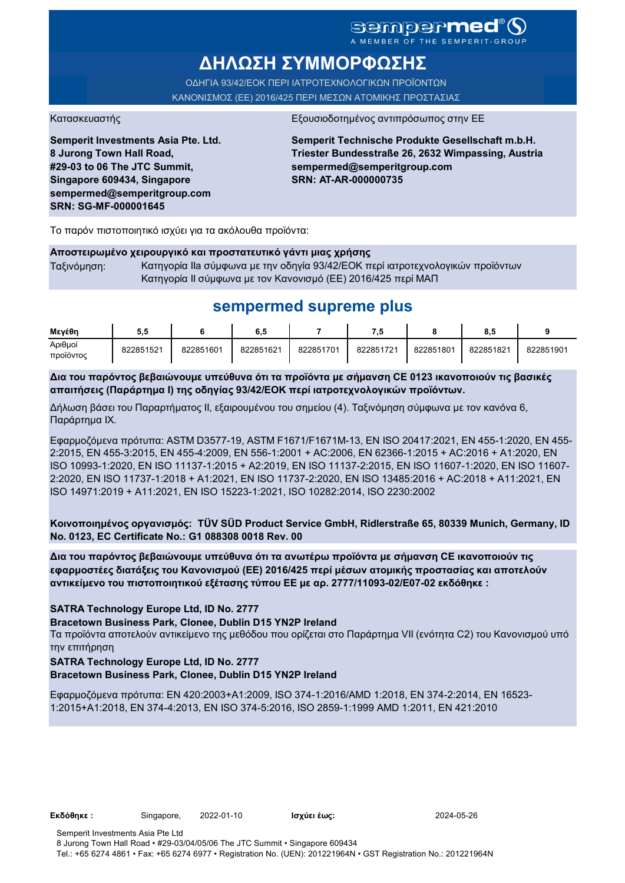sempermed®
A MEMBER OF THE SEMPERIT-GROUP

# ΔΗΛΩΣΗ ΣΥΜΜΟΡΦΩΣΗΣ

ΟΔΗΓΙΑ 93/42/ΕΟΚ ΠΕΡΙ ΙΑΤΡΟΤΕΧΝΟΛΟΓΙΚΩΝ ΠΡΟΪΟΝΤΩΝ
ΚΑΝΟΝΙΣΜΟΣ (ΕΕ) 2016/425 ΠΕΡΙ ΜΕΣΩΝ ΑΤΟΜΙΚΗΣ ΠΡΟΣΤΑΣΙΑΣ

Κατασκευαστής

**Semperit Investments Asia Pte. Ltd.**
**8 Jurong Town Hall Road,**
**#29-03 to 06 The JTC Summit,**
**Singapore 609434, Singapore**
**sempermed@semperitgroup.com**
**SRN: SG-MF-000001645**

Εξουσιοδοτημένος αντιπρόσωπος στην ΕΕ

**Semperit Technische Produkte Gesellschaft m.b.H.**
**Triester Bundesstraße 26, 2632 Wimpassing, Austria**
**sempermed@semperitgroup.com**
**SRN: AT-AR-000000735**

Το παρόν πιστοποιητικό ισχύει για τα ακόλουθα προϊόντα:

**Αποστειρωμένο χειρουργικό και προστατευτικό γάντι μιας χρήσης**

Ταξινόμηση: Κατηγορία IIa σύμφωνα με την οδηγία 93/42/ΕΟΚ περί ιατροτεχνολογικών προϊόντων
Κατηγορία II σύμφωνα με τον Κανονισμό (ΕΕ) 2016/425 περί ΜΑΠ

## sempermed supreme plus

| Μεγέθη | 5,5 | 6 | 6,5 | 7 | 7,5 | 8 | 8,5 | 9 |
|---|---|---|---|---|---|---|---|---|
| Αριθμοί προϊόντος | 822851521 | 822851601 | 822851621 | 822851701 | 822851721 | 822851801 | 822851821 | 822851901 |

**Δια του παρόντος βεβαιώνουμε υπεύθυνα ότι τα προϊόντα με σήμανση CE 0123 ικανοποιούν τις βασικές απαιτήσεις (Παράρτημα I) της οδηγίας 93/42/ΕΟΚ περί ιατροτεχνολογικών προϊόντων.**

Δήλωση βάσει του Παραρτήματος II, εξαιρουμένου του σημείου (4). Ταξινόμηση σύμφωνα με τον κανόνα 6, Παράρτημα IX.

Εφαρμοζόμενα πρότυπα: ASTM D3577-19, ASTM F1671/F1671M-13, EN ISO 20417:2021, EN 455-1:2020, EN 455-2:2015, EN 455-3:2015, EN 455-4:2009, EN 556-1:2001 + AC:2006, EN 62366-1:2015 + AC:2016 + A1:2020, EN ISO 10993-1:2020, EN ISO 11137-1:2015 + A2:2019, EN ISO 11137-2:2015, EN ISO 11607-1:2020, EN ISO 11607-2:2020, EN ISO 11737-1:2018 + A1:2021, EN ISO 11737-2:2020, EN ISO 13485:2016 + AC:2018 + A11:2021, EN ISO 14971:2019 + A11:2021, EN ISO 15223-1:2021, ISO 10282:2014, ISO 2230:2002

**Κοινοποιημένος οργανισμός: TÜV SÜD Product Service GmbH, Ridlerstraße 65, 80339 Munich, Germany, ID No. 0123, EC Certificate No.: G1 088308 0018 Rev. 00**

**Δια του παρόντος βεβαιώνουμε υπεύθυνα ότι τα ανωτέρω προϊόντα με σήμανση CE ικανοποιούν τις εφαρμοστέες διατάξεις του Κανονισμού (ΕΕ) 2016/425 περί μέσων ατομικής προστασίας και αποτελούν αντικείμενο του πιστοποιητικού εξέτασης τύπου ΕΕ με αρ. 2777/11093-02/E07-02 εκδόθηκε :**

**SATRA Technology Europe Ltd, ID No. 2777**
**Bracetown Business Park, Clonee, Dublin D15 YN2P Ireland**
Τα προϊόντα αποτελούν αντικείμενο της μεθόδου που ορίζεται στο Παράρτημα VII (ενότητα C2) του Κανονισμού υπό την επιτήρηση
**SATRA Technology Europe Ltd, ID No. 2777**
**Bracetown Business Park, Clonee, Dublin D15 YN2P Ireland**

Εφαρμοζόμενα πρότυπα: EN 420:2003+A1:2009, ISO 374-1:2016/AMD 1:2018, EN 374-2:2014, EN 16523-1:2015+A1:2018, EN 374-4:2013, EN ISO 374-5:2016, ISO 2859-1:1999 AMD 1:2011, EN 421:2010

**Εκδόθηκε :** Singapore, 2022-01-10 **Ισχύει έως:** 2024-05-26

Semperit Investments Asia Pte Ltd
8 Jurong Town Hall Road • #29-03/04/05/06 The JTC Summit • Singapore 609434
Tel.: +65 6274 4861 • Fax: +65 6274 6977 • Registration No. (UEN): 201221964N • GST Registration No.: 201221964N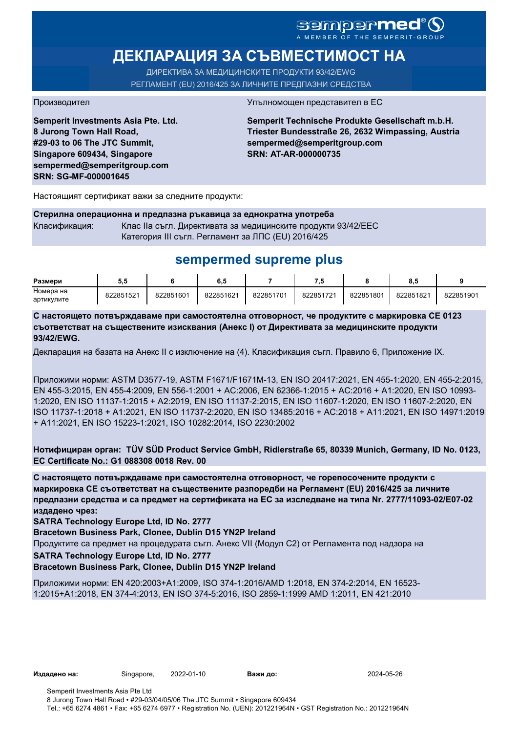sempermed®

A MEMBER OF THE SEMPERIT-GROUP

# ДЕКЛАРАЦИЯ ЗА СЪВМЕСТИМОСТ НА

ДИРЕКТИВА ЗА МЕДИЦИНСКИТЕ ПРОДУКТИ 93/42/EWG

РЕГЛАМЕНТ (EU) 2016/425 ЗА ЛИЧНИТЕ ПРЕДПАЗНИ СРЕДСТВА

Производител

**Semperit Investments Asia Pte. Ltd.**
**8 Jurong Town Hall Road,**
**#29-03 to 06 The JTC Summit,**
**Singapore 609434, Singapore**
**sempermed@semperitgroup.com**
**SRN: SG-MF-000001645**

Упълномощен представител в ЕС

**Semperit Technische Produkte Gesellschaft m.b.H.**
**Triester Bundesstraße 26, 2632 Wimpassing, Austria**
**sempermed@semperitgroup.com**
**SRN: AT-AR-000000735**

Настоящият сертификат важи за следните продукти:

**Стерилна операционна и предпазна ръкавица за еднократна употреба**

Класификация: Клас IIa съгл. Директивата за медицинските продукти 93/42/EEC
Категория III съгл. Регламент за ЛПС (EU) 2016/425

## sempermed supreme plus

| Размери | 5,5 | 6 | 6,5 | 7 | 7,5 | 8 | 8,5 | 9 |
|---|---|---|---|---|---|---|---|---|
| Номера на артикулите | 822851521 | 822851601 | 822851621 | 822851701 | 822851721 | 822851801 | 822851821 | 822851901 |

**С настоящето потвърждаваме при самостоятелна отговорност, че продуктите с маркировка CE 0123 съответстват на съществените изисквания (Анекс I) от Директивата за медицинските продукти 93/42/EWG.**

Декларация на базата на Анекс II с изключение на (4). Класификация съгл. Правило 6, Приложение IX.

Приложими норми: ASTM D3577-19, ASTM F1671/F1671M-13, EN ISO 20417:2021, EN 455-1:2020, EN 455-2:2015, EN 455-3:2015, EN 455-4:2009, EN 556-1:2001 + AC:2006, EN 62366-1:2015 + AC:2016 + A1:2020, EN ISO 10993-1:2020, EN ISO 11137-1:2015 + A2:2019, EN ISO 11137-2:2015, EN ISO 11607-1:2020, EN ISO 11607-2:2020, EN ISO 11737-1:2018 + A1:2021, EN ISO 11737-2:2020, EN ISO 13485:2016 + AC:2018 + A11:2021, EN ISO 14971:2019 + A11:2021, EN ISO 15223-1:2021, ISO 10282:2014, ISO 2230:2002

**Нотифициран орган: TÜV SÜD Product Service GmbH, Ridlerstraße 65, 80339 Munich, Germany, ID No. 0123, EC Certificate No.: G1 088308 0018 Rev. 00**

**С настоящето потвърждаваме при самостоятелна отговорност, че горепосочените продукти с маркировка CE съответстват на съществените разпоредби на Регламент (EU) 2016/425 за личните предпазни средства и са предмет на сертификата на ЕС за изследване на типа Nr. 2777/11093-02/E07-02 издадено чрез:**

**SATRA Technology Europe Ltd, ID No. 2777**
**Bracetown Business Park, Clonee, Dublin D15 YN2P Ireland**

Продуктите са предмет на процедурата съгл. Анекс VII (Модул C2) от Регламента под надзора на

**SATRA Technology Europe Ltd, ID No. 2777**
**Bracetown Business Park, Clonee, Dublin D15 YN2P Ireland**

Приложими норми: EN 420:2003+A1:2009, ISO 374-1:2016/AMD 1:2018, EN 374-2:2014, EN 16523-1:2015+A1:2018, EN 374-4:2013, EN ISO 374-5:2016, ISO 2859-1:1999 AMD 1:2011, EN 421:2010

**Издадено на:** Singapore, 2022-01-10 **Важи до:** 2024-05-26

Semperit Investments Asia Pte Ltd
8 Jurong Town Hall Road • #29-03/04/05/06 The JTC Summit • Singapore 609434
Tel.: +65 6274 4861 • Fax: +65 6274 6977 • Registration No. (UEN): 201221964N • GST Registration No.: 201221964N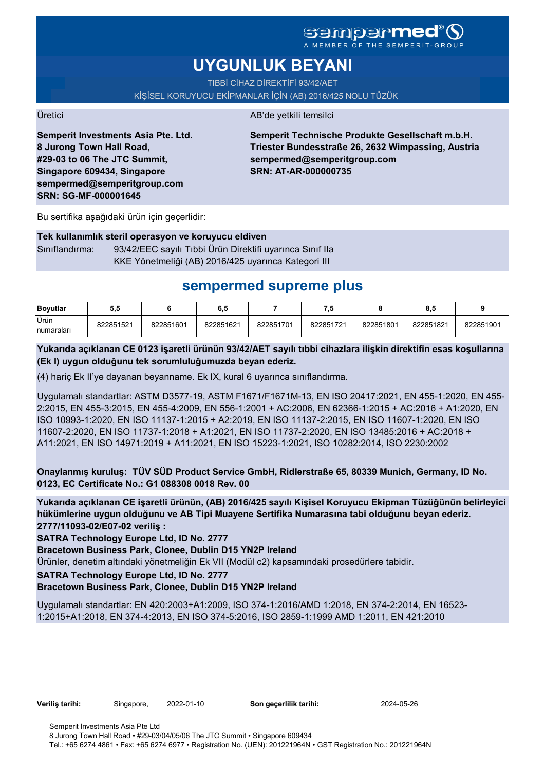sempermed®
A MEMBER OF THE SEMPERIT-GROUP

# UYGUNLUK BEYANI

TIBBİ CİHAZ DİREKTİFİ 93/42/AET

KİŞİSEL KORUYUCU EKİPMANLAR İÇİN (AB) 2016/425 NOLU TÜZÜK

Üretici

**Semperit Investments Asia Pte. Ltd.**
**8 Jurong Town Hall Road,**
**#29-03 to 06 The JTC Summit,**
**Singapore 609434, Singapore**
**sempermed@semperitgroup.com**
**SRN: SG-MF-000001645**

AB'de yetkili temsilci

**Semperit Technische Produkte Gesellschaft m.b.H.**
**Triester Bundesstraße 26, 2632 Wimpassing, Austria**
**sempermed@semperitgroup.com**
**SRN: AT-AR-000000735**

Bu sertifika aşağıdaki ürün için geçerlidir:

**Tek kullanımlık steril operasyon ve koruyucu eldiven**

Sınıflandırma: 93/42/EEC sayılı Tıbbi Ürün Direktifi uyarınca Sınıf IIa
KKE Yönetmeliği (AB) 2016/425 uyarınca Kategori III

## sempermed supreme plus

| Boyutlar | 5,5 | 6 | 6,5 | 7 | 7,5 | 8 | 8,5 | 9 |
|---|---|---|---|---|---|---|---|---|
| Ürün numaraları | 822851521 | 822851601 | 822851621 | 822851701 | 822851721 | 822851801 | 822851821 | 822851901 |

**Yukarıda açıklanan CE 0123 işaretli ürünün 93/42/AET sayılı tıbbi cihazlara ilişkin direktifin esas koşullarına (Ek I) uygun olduğunu tek sorumluluğumuzda beyan ederiz.**

(4) hariç Ek II'ye dayanan beyanname. Ek IX, kural 6 uyarınca sınıflandırma.

Uygulamalı standartlar: ASTM D3577-19, ASTM F1671/F1671M-13, EN ISO 20417:2021, EN 455-1:2020, EN 455-2:2015, EN 455-3:2015, EN 455-4:2009, EN 556-1:2001 + AC:2006, EN 62366-1:2015 + AC:2016 + A1:2020, EN ISO 10993-1:2020, EN ISO 11137-1:2015 + A2:2019, EN ISO 11137-2:2015, EN ISO 11607-1:2020, EN ISO 11607-2:2020, EN ISO 11737-1:2018 + A1:2021, EN ISO 11737-2:2020, EN ISO 13485:2016 + AC:2018 + A11:2021, EN ISO 14971:2019 + A11:2021, EN ISO 15223-1:2021, ISO 10282:2014, ISO 2230:2002

**Onaylanmış kuruluş: TÜV SÜD Product Service GmbH, Ridlerstraße 65, 80339 Munich, Germany, ID No. 0123, EC Certificate No.: G1 088308 0018 Rev. 00**

**Yukarıda açıklanan CE işaretli ürünün, (AB) 2016/425 sayılı Kişisel Koruyucu Ekipman Tüzüğünün belirleyici hükümlerine uygun olduğunu ve AB Tipi Muayene Sertifika Numarasına tabi olduğunu beyan ederiz. 2777/11093-02/E07-02 veriliş :**

**SATRA Technology Europe Ltd, ID No. 2777**

**Bracetown Business Park, Clonee, Dublin D15 YN2P Ireland**

Ürünler, denetim altındaki yönetmeliğin Ek VII (Modül c2) kapsamındaki prosedürlere tabidir.

**SATRA Technology Europe Ltd, ID No. 2777**

**Bracetown Business Park, Clonee, Dublin D15 YN2P Ireland**

Uygulamalı standartlar: EN 420:2003+A1:2009, ISO 374-1:2016/AMD 1:2018, EN 374-2:2014, EN 16523-1:2015+A1:2018, EN 374-4:2013, EN ISO 374-5:2016, ISO 2859-1:1999 AMD 1:2011, EN 421:2010

**Veriliş tarihi:** Singapore, 2022-01-10 **Son geçerlilik tarihi:** 2024-05-26

Semperit Investments Asia Pte Ltd
8 Jurong Town Hall Road • #29-03/04/05/06 The JTC Summit • Singapore 609434
Tel.: +65 6274 4861 • Fax: +65 6274 6977 • Registration No. (UEN): 201221964N • GST Registration No.: 201221964N